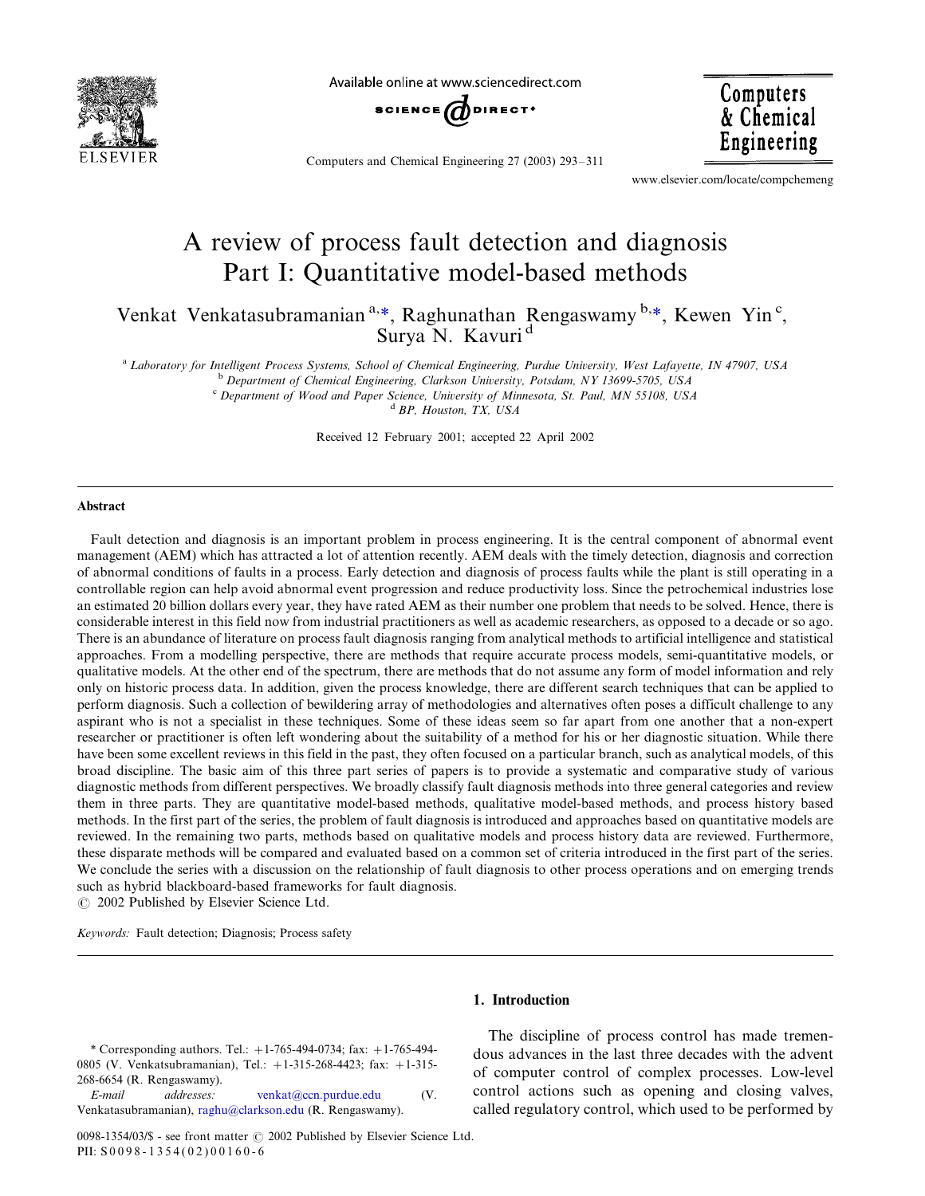# A review of process fault detection and diagnosis Part I: Quantitative model-based methods

Venkat Venkatasubramanian [a,*], Raghunathan Rengaswamy [b,*], Kewen Yin [c], Surya N. Kavuri [d]

[a] Laboratory for Intelligent Process Systems, School of Chemical Engineering, Purdue University, West Lafayette, IN 47907, USA
[b] Department of Chemical Engineering, Clarkson University, Potsdam, NY 13699-5705, USA
[c] Department of Wood and Paper Science, University of Minnesota, St. Paul, MN 55108, USA
[d] BP, Houston, TX, USA

Received 12 February 2001; accepted 22 April 2002

## Abstract

Fault detection and diagnosis is an important problem in process engineering. It is the central component of abnormal event management (AEM) which has attracted a lot of attention recently. AEM deals with the timely detection, diagnosis and correction of abnormal conditions of faults in a process. Early detection and diagnosis of process faults while the plant is still operating in a controllable region can help avoid abnormal event progression and reduce productivity loss. Since the petrochemical industries lose an estimated 20 billion dollars every year, they have rated AEM as their number one problem that needs to be solved. Hence, there is considerable interest in this field now from industrial practitioners as well as academic researchers, as opposed to a decade or so ago. There is an abundance of literature on process fault diagnosis ranging from analytical methods to artificial intelligence and statistical approaches. From a modelling perspective, there are methods that require accurate process models, semi-quantitative models, or qualitative models. At the other end of the spectrum, there are methods that do not assume any form of model information and rely only on historic process data. In addition, given the process knowledge, there are different search techniques that can be applied to perform diagnosis. Such a collection of bewildering array of methodologies and alternatives often poses a difficult challenge to any aspirant who is not a specialist in these techniques. Some of these ideas seem so far apart from one another that a non-expert researcher or practitioner is often left wondering about the suitability of a method for his or her diagnostic situation. While there have been some excellent reviews in this field in the past, they often focused on a particular branch, such as analytical models, of this broad discipline. The basic aim of this three part series of papers is to provide a systematic and comparative study of various diagnostic methods from different perspectives. We broadly classify fault diagnosis methods into three general categories and review them in three parts. They are quantitative model-based methods, qualitative model-based methods, and process history based methods. In the first part of the series, the problem of fault diagnosis is introduced and approaches based on quantitative models are reviewed. In the remaining two parts, methods based on qualitative models and process history data are reviewed. Furthermore, these disparate methods will be compared and evaluated based on a common set of criteria introduced in the first part of the series. We conclude the series with a discussion on the relationship of fault diagnosis to other process operations and on emerging trends such as hybrid blackboard-based frameworks for fault diagnosis.
© 2002 Published by Elsevier Science Ltd.

*Keywords:* Fault detection; Diagnosis; Process safety

## 1. Introduction

The discipline of process control has made tremendous advances in the last three decades with the advent of computer control of complex processes. Low-level control actions such as opening and closing valves, called regulatory control, which used to be performed by

* Corresponding authors. Tel.: +1-765-494-0734; fax: +1-765-494-0805 (V. Venkatsubramanian), Tel.: +1-315-268-4423; fax: +1-315-268-6654 (R. Rengaswamy).
*E-mail addresses:* venkat@ecn.purdue.edu (V. Venkatasubramanian), raghu@clarkson.edu (R. Rengaswamy).

0098-1354/03/$ - see front matter © 2002 Published by Elsevier Science Ltd.
PII: S0098-1354(02)00160-6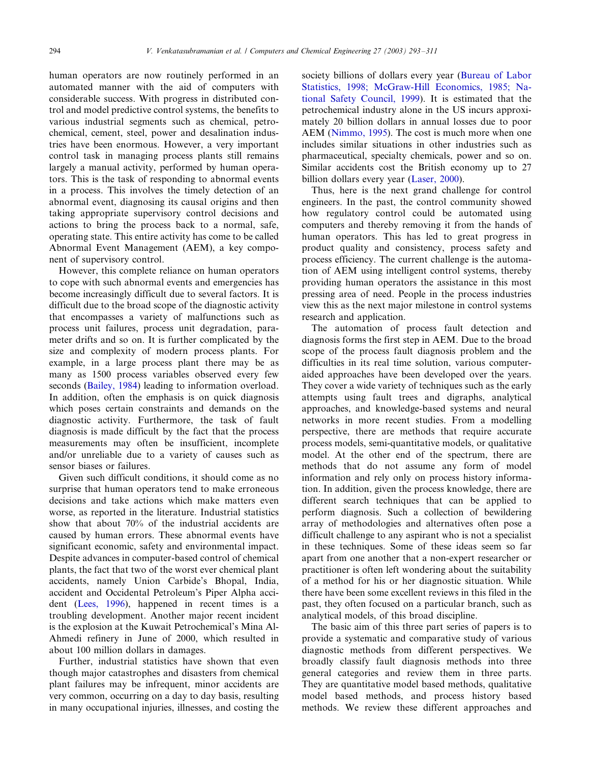human operators are now routinely performed in an automated manner with the aid of computers with considerable success. With progress in distributed control and model predictive control systems, the benefits to various industrial segments such as chemical, petrochemical, cement, steel, power and desalination industries have been enormous. However, a very important control task in managing process plants still remains largely a manual activity, performed by human operators. This is the task of responding to abnormal events in a process. This involves the timely detection of an abnormal event, diagnosing its causal origins and then taking appropriate supervisory control decisions and actions to bring the process back to a normal, safe, operating state. This entire activity has come to be called Abnormal Event Management (AEM), a key component of supervisory control.

However, this complete reliance on human operators to cope with such abnormal events and emergencies has become increasingly difficult due to several factors. It is difficult due to the broad scope of the diagnostic activity that encompasses a variety of malfunctions such as process unit failures, process unit degradation, parameter drifts and so on. It is further complicated by the size and complexity of modern process plants. For example, in a large process plant there may be as many as 1500 process variables observed every few seconds (Bailey, 1984) leading to information overload. In addition, often the emphasis is on quick diagnosis which poses certain constraints and demands on the diagnostic activity. Furthermore, the task of fault diagnosis is made difficult by the fact that the process measurements may often be insufficient, incomplete and/or unreliable due to a variety of causes such as sensor biases or failures.

Given such difficult conditions, it should come as no surprise that human operators tend to make erroneous decisions and take actions which make matters even worse, as reported in the literature. Industrial statistics show that about 70% of the industrial accidents are caused by human errors. These abnormal events have significant economic, safety and environmental impact. Despite advances in computer-based control of chemical plants, the fact that two of the worst ever chemical plant accidents, namely Union Carbide's Bhopal, India, accident and Occidental Petroleum's Piper Alpha accident (Lees, 1996), happened in recent times is a troubling development. Another major recent incident is the explosion at the Kuwait Petrochemical's Mina Al-Ahmedi refinery in June of 2000, which resulted in about 100 million dollars in damages.

Further, industrial statistics have shown that even though major catastrophes and disasters from chemical plant failures may be infrequent, minor accidents are very common, occurring on a day to day basis, resulting in many occupational injuries, illnesses, and costing the society billions of dollars every year (Bureau of Labor Statistics, 1998; McGraw-Hill Economics, 1985; National Safety Council, 1999). It is estimated that the petrochemical industry alone in the US incurs approximately 20 billion dollars in annual losses due to poor AEM (Nimmo, 1995). The cost is much more when one includes similar situations in other industries such as pharmaceutical, specialty chemicals, power and so on. Similar accidents cost the British economy up to 27 billion dollars every year (Laser, 2000).

Thus, here is the next grand challenge for control engineers. In the past, the control community showed how regulatory control could be automated using computers and thereby removing it from the hands of human operators. This has led to great progress in product quality and consistency, process safety and process efficiency. The current challenge is the automation of AEM using intelligent control systems, thereby providing human operators the assistance in this most pressing area of need. People in the process industries view this as the next major milestone in control systems research and application.

The automation of process fault detection and diagnosis forms the first step in AEM. Due to the broad scope of the process fault diagnosis problem and the difficulties in its real time solution, various computer-aided approaches have been developed over the years. They cover a wide variety of techniques such as the early attempts using fault trees and digraphs, analytical approaches, and knowledge-based systems and neural networks in more recent studies. From a modelling perspective, there are methods that require accurate process models, semi-quantitative models, or qualitative model. At the other end of the spectrum, there are methods that do not assume any form of model information and rely only on process history information. In addition, given the process knowledge, there are different search techniques that can be applied to perform diagnosis. Such a collection of bewildering array of methodologies and alternatives often pose a difficult challenge to any aspirant who is not a specialist in these techniques. Some of these ideas seem so far apart from one another that a non-expert researcher or practitioner is often left wondering about the suitability of a method for his or her diagnostic situation. While there have been some excellent reviews in this filed in the past, they often focused on a particular branch, such as analytical models, of this broad discipline.

The basic aim of this three part series of papers is to provide a systematic and comparative study of various diagnostic methods from different perspectives. We broadly classify fault diagnosis methods into three general categories and review them in three parts. They are quantitative model based methods, qualitative model based methods, and process history based methods. We review these different approaches and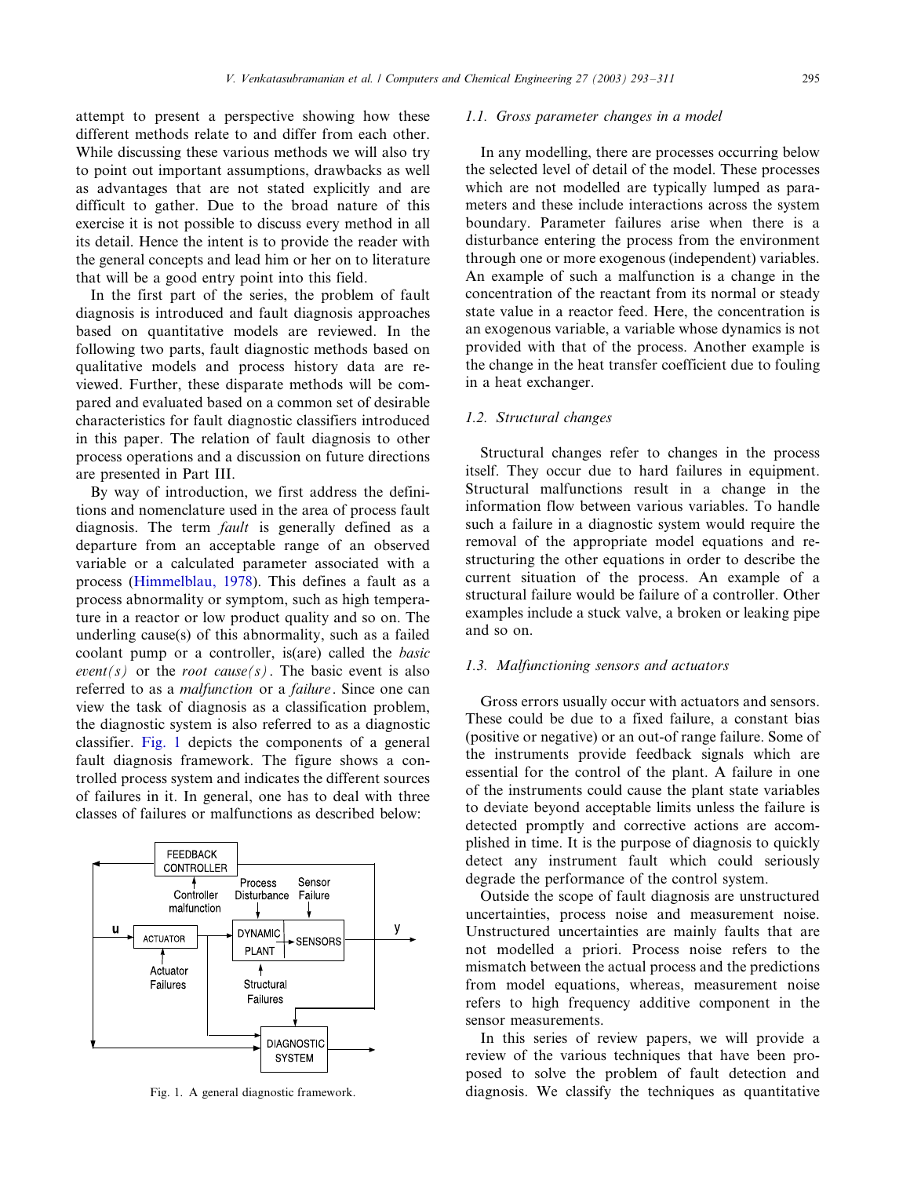attempt to present a perspective showing how these different methods relate to and differ from each other. While discussing these various methods we will also try to point out important assumptions, drawbacks as well as advantages that are not stated explicitly and are difficult to gather. Due to the broad nature of this exercise it is not possible to discuss every method in all its detail. Hence the intent is to provide the reader with the general concepts and lead him or her on to literature that will be a good entry point into this field.

In the first part of the series, the problem of fault diagnosis is introduced and fault diagnosis approaches based on quantitative models are reviewed. In the following two parts, fault diagnostic methods based on qualitative models and process history data are reviewed. Further, these disparate methods will be compared and evaluated based on a common set of desirable characteristics for fault diagnostic classifiers introduced in this paper. The relation of fault diagnosis to other process operations and a discussion on future directions are presented in Part III.

By way of introduction, we first address the definitions and nomenclature used in the area of process fault diagnosis. The term *fault* is generally defined as a departure from an acceptable range of an observed variable or a calculated parameter associated with a process (Himmelblau, 1978). This defines a fault as a process abnormality or symptom, such as high temperature in a reactor or low product quality and so on. The underling cause(s) of this abnormality, such as a failed coolant pump or a controller, is(are) called the *basic event(s)* or the *root cause(s)*. The basic event is also referred to as a *malfunction* or a *failure*. Since one can view the task of diagnosis as a classification problem, the diagnostic system is also referred to as a diagnostic classifier. Fig. 1 depicts the components of a general fault diagnosis framework. The figure shows a controlled process system and indicates the different sources of failures in it. In general, one has to deal with three classes of failures or malfunctions as described below:

FEEDBACK CONTROLLER
Controller malfunction
Process Disturbance
Sensor Failure
u
ACTUATOR
DYNAMIC PLANT
SENSORS
y
Actuator Failures
Structural Failures
DIAGNOSTIC SYSTEM

Fig. 1. A general diagnostic framework.

### 1.1. Gross parameter changes in a model

In any modelling, there are processes occurring below the selected level of detail of the model. These processes which are not modelled are typically lumped as parameters and these include interactions across the system boundary. Parameter failures arise when there is a disturbance entering the process from the environment through one or more exogenous (independent) variables. An example of such a malfunction is a change in the concentration of the reactant from its normal or steady state value in a reactor feed. Here, the concentration is an exogenous variable, a variable whose dynamics is not provided with that of the process. Another example is the change in the heat transfer coefficient due to fouling in a heat exchanger.

### 1.2. Structural changes

Structural changes refer to changes in the process itself. They occur due to hard failures in equipment. Structural malfunctions result in a change in the information flow between various variables. To handle such a failure in a diagnostic system would require the removal of the appropriate model equations and restructuring the other equations in order to describe the current situation of the process. An example of a structural failure would be failure of a controller. Other examples include a stuck valve, a broken or leaking pipe and so on.

### 1.3. Malfunctioning sensors and actuators

Gross errors usually occur with actuators and sensors. These could be due to a fixed failure, a constant bias (positive or negative) or an out-of range failure. Some of the instruments provide feedback signals which are essential for the control of the plant. A failure in one of the instruments could cause the plant state variables to deviate beyond acceptable limits unless the failure is detected promptly and corrective actions are accomplished in time. It is the purpose of diagnosis to quickly detect any instrument fault which could seriously degrade the performance of the control system.

Outside the scope of fault diagnosis are unstructured uncertainties, process noise and measurement noise. Unstructured uncertainties are mainly faults that are not modelled a priori. Process noise refers to the mismatch between the actual process and the predictions from model equations, whereas, measurement noise refers to high frequency additive component in the sensor measurements.

In this series of review papers, we will provide a review of the various techniques that have been proposed to solve the problem of fault detection and diagnosis. We classify the techniques as quantitative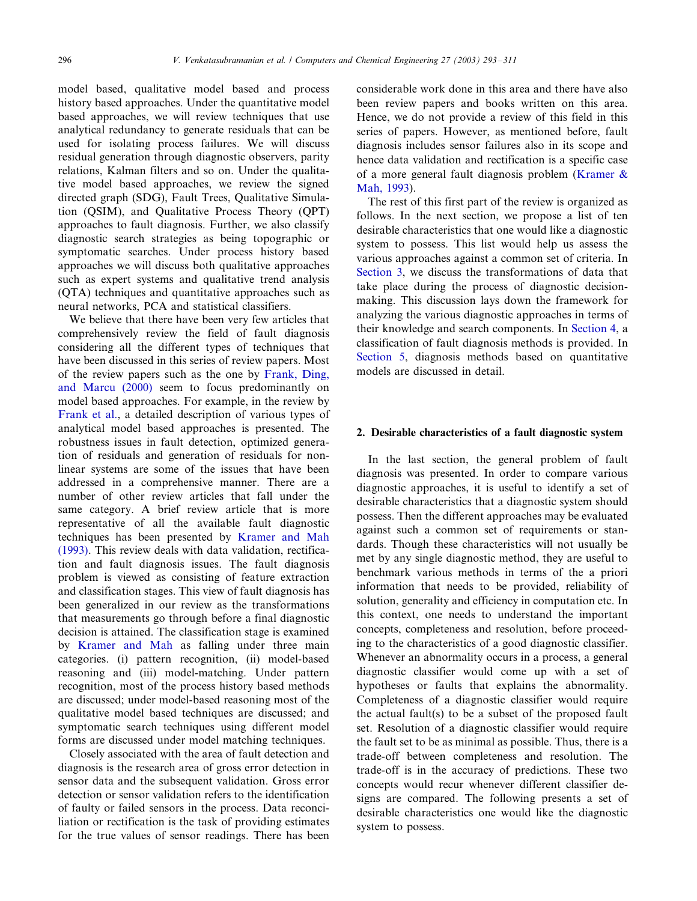model based, qualitative model based and process history based approaches. Under the quantitative model based approaches, we will review techniques that use analytical redundancy to generate residuals that can be used for isolating process failures. We will discuss residual generation through diagnostic observers, parity relations, Kalman filters and so on. Under the qualitative model based approaches, we review the signed directed graph (SDG), Fault Trees, Qualitative Simulation (QSIM), and Qualitative Process Theory (QPT) approaches to fault diagnosis. Further, we also classify diagnostic search strategies as being topographic or symptomatic searches. Under process history based approaches we will discuss both qualitative approaches such as expert systems and qualitative trend analysis (QTA) techniques and quantitative approaches such as neural networks, PCA and statistical classifiers.

We believe that there have been very few articles that comprehensively review the field of fault diagnosis considering all the different types of techniques that have been discussed in this series of review papers. Most of the review papers such as the one by Frank, Ding, and Marcu (2000) seem to focus predominantly on model based approaches. For example, in the review by Frank et al., a detailed description of various types of analytical model based approaches is presented. The robustness issues in fault detection, optimized generation of residuals and generation of residuals for nonlinear systems are some of the issues that have been addressed in a comprehensive manner. There are a number of other review articles that fall under the same category. A brief review article that is more representative of all the available fault diagnostic techniques has been presented by Kramer and Mah (1993). This review deals with data validation, rectification and fault diagnosis issues. The fault diagnosis problem is viewed as consisting of feature extraction and classification stages. This view of fault diagnosis has been generalized in our review as the transformations that measurements go through before a final diagnostic decision is attained. The classification stage is examined by Kramer and Mah as falling under three main categories. (i) pattern recognition, (ii) model-based reasoning and (iii) model-matching. Under pattern recognition, most of the process history based methods are discussed; under model-based reasoning most of the qualitative model based techniques are discussed; and symptomatic search techniques using different model forms are discussed under model matching techniques.

Closely associated with the area of fault detection and diagnosis is the research area of gross error detection in sensor data and the subsequent validation. Gross error detection or sensor validation refers to the identification of faulty or failed sensors in the process. Data reconciliation or rectification is the task of providing estimates for the true values of sensor readings. There has been considerable work done in this area and there have also been review papers and books written on this area. Hence, we do not provide a review of this field in this series of papers. However, as mentioned before, fault diagnosis includes sensor failures also in its scope and hence data validation and rectification is a specific case of a more general fault diagnosis problem (Kramer & Mah, 1993).

The rest of this first part of the review is organized as follows. In the next section, we propose a list of ten desirable characteristics that one would like a diagnostic system to possess. This list would help us assess the various approaches against a common set of criteria. In Section 3, we discuss the transformations of data that take place during the process of diagnostic decision-making. This discussion lays down the framework for analyzing the various diagnostic approaches in terms of their knowledge and search components. In Section 4, a classification of fault diagnosis methods is provided. In Section 5, diagnosis methods based on quantitative models are discussed in detail.

## 2. Desirable characteristics of a fault diagnostic system

In the last section, the general problem of fault diagnosis was presented. In order to compare various diagnostic approaches, it is useful to identify a set of desirable characteristics that a diagnostic system should possess. Then the different approaches may be evaluated against such a common set of requirements or standards. Though these characteristics will not usually be met by any single diagnostic method, they are useful to benchmark various methods in terms of the a priori information that needs to be provided, reliability of solution, generality and efficiency in computation etc. In this context, one needs to understand the important concepts, completeness and resolution, before proceeding to the characteristics of a good diagnostic classifier. Whenever an abnormality occurs in a process, a general diagnostic classifier would come up with a set of hypotheses or faults that explains the abnormality. Completeness of a diagnostic classifier would require the actual fault(s) to be a subset of the proposed fault set. Resolution of a diagnostic classifier would require the fault set to be as minimal as possible. Thus, there is a trade-off between completeness and resolution. The trade-off is in the accuracy of predictions. These two concepts would recur whenever different classifier designs are compared. The following presents a set of desirable characteristics one would like the diagnostic system to possess.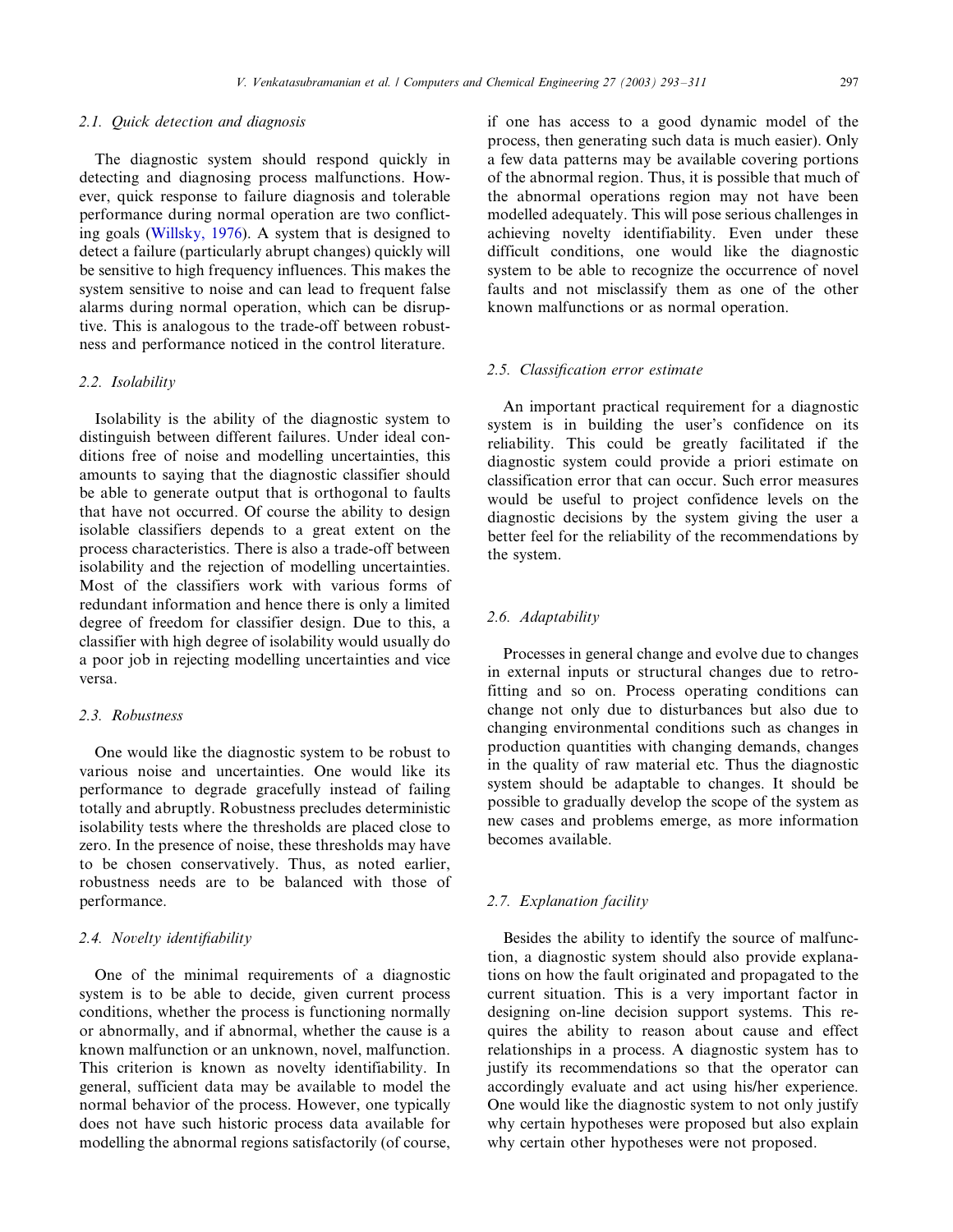### 2.1. Quick detection and diagnosis

The diagnostic system should respond quickly in detecting and diagnosing process malfunctions. However, quick response to failure diagnosis and tolerable performance during normal operation are two conflicting goals (Willsky, 1976). A system that is designed to detect a failure (particularly abrupt changes) quickly will be sensitive to high frequency influences. This makes the system sensitive to noise and can lead to frequent false alarms during normal operation, which can be disruptive. This is analogous to the trade-off between robustness and performance noticed in the control literature.

### 2.2. Isolability

Isolability is the ability of the diagnostic system to distinguish between different failures. Under ideal conditions free of noise and modelling uncertainties, this amounts to saying that the diagnostic classifier should be able to generate output that is orthogonal to faults that have not occurred. Of course the ability to design isolable classifiers depends to a great extent on the process characteristics. There is also a trade-off between isolability and the rejection of modelling uncertainties. Most of the classifiers work with various forms of redundant information and hence there is only a limited degree of freedom for classifier design. Due to this, a classifier with high degree of isolability would usually do a poor job in rejecting modelling uncertainties and vice versa.

### 2.3. Robustness

One would like the diagnostic system to be robust to various noise and uncertainties. One would like its performance to degrade gracefully instead of failing totally and abruptly. Robustness precludes deterministic isolability tests where the thresholds are placed close to zero. In the presence of noise, these thresholds may have to be chosen conservatively. Thus, as noted earlier, robustness needs are to be balanced with those of performance.

### 2.4. Novelty identifiability

One of the minimal requirements of a diagnostic system is to be able to decide, given current process conditions, whether the process is functioning normally or abnormally, and if abnormal, whether the cause is a known malfunction or an unknown, novel, malfunction. This criterion is known as novelty identifiability. In general, sufficient data may be available to model the normal behavior of the process. However, one typically does not have such historic process data available for modelling the abnormal regions satisfactorily (of course, if one has access to a good dynamic model of the process, then generating such data is much easier). Only a few data patterns may be available covering portions of the abnormal region. Thus, it is possible that much of the abnormal operations region may not have been modelled adequately. This will pose serious challenges in achieving novelty identifiability. Even under these difficult conditions, one would like the diagnostic system to be able to recognize the occurrence of novel faults and not misclassify them as one of the other known malfunctions or as normal operation.

### 2.5. Classification error estimate

An important practical requirement for a diagnostic system is in building the user's confidence on its reliability. This could be greatly facilitated if the diagnostic system could provide a priori estimate on classification error that can occur. Such error measures would be useful to project confidence levels on the diagnostic decisions by the system giving the user a better feel for the reliability of the recommendations by the system.

### 2.6. Adaptability

Processes in general change and evolve due to changes in external inputs or structural changes due to retrofitting and so on. Process operating conditions can change not only due to disturbances but also due to changing environmental conditions such as changes in production quantities with changing demands, changes in the quality of raw material etc. Thus the diagnostic system should be adaptable to changes. It should be possible to gradually develop the scope of the system as new cases and problems emerge, as more information becomes available.

### 2.7. Explanation facility

Besides the ability to identify the source of malfunction, a diagnostic system should also provide explanations on how the fault originated and propagated to the current situation. This is a very important factor in designing on-line decision support systems. This requires the ability to reason about cause and effect relationships in a process. A diagnostic system has to justify its recommendations so that the operator can accordingly evaluate and act using his/her experience. One would like the diagnostic system to not only justify why certain hypotheses were proposed but also explain why certain other hypotheses were not proposed.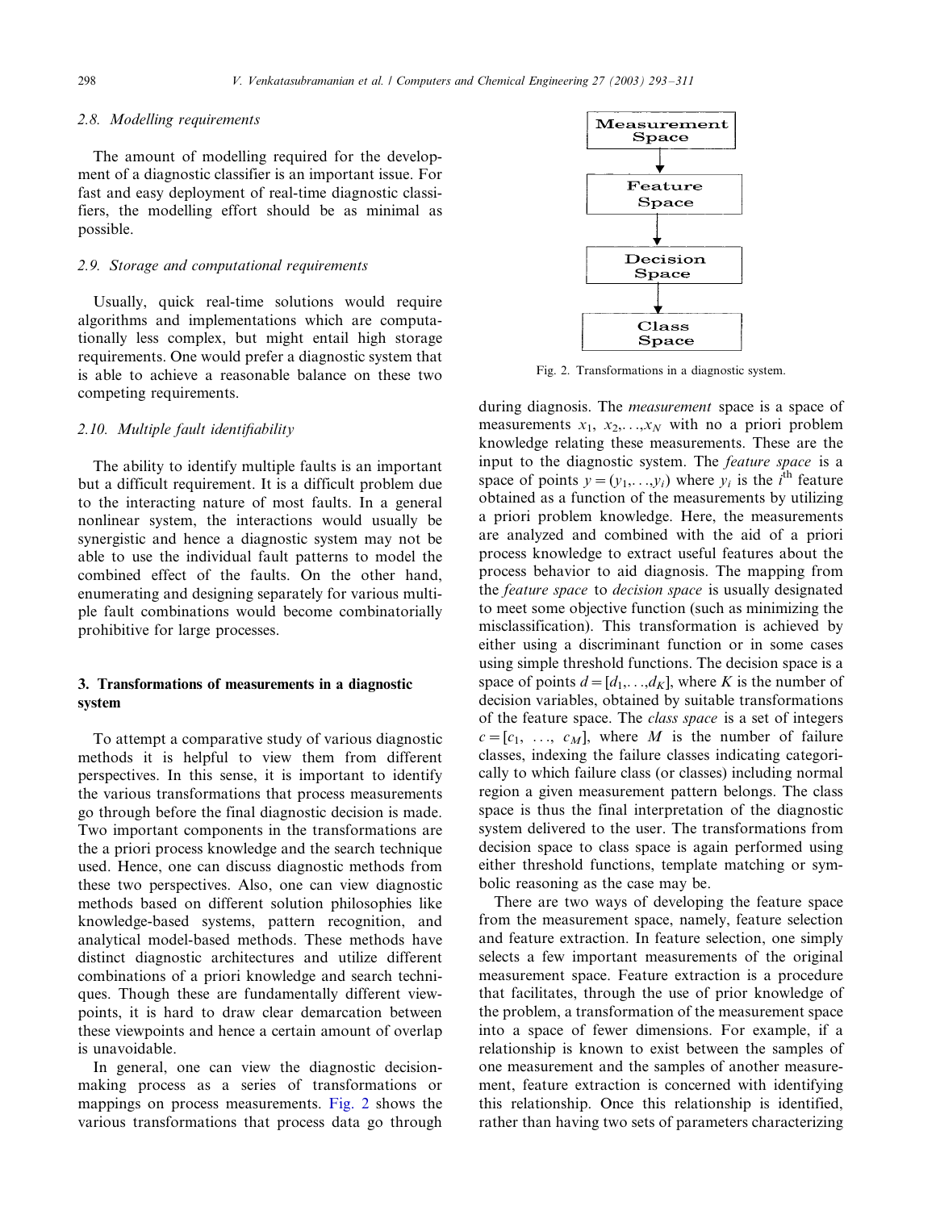### 2.8. Modelling requirements

The amount of modelling required for the development of a diagnostic classifier is an important issue. For fast and easy deployment of real-time diagnostic classifiers, the modelling effort should be as minimal as possible.

### 2.9. Storage and computational requirements

Usually, quick real-time solutions would require algorithms and implementations which are computationally less complex, but might entail high storage requirements. One would prefer a diagnostic system that is able to achieve a reasonable balance on these two competing requirements.

### 2.10. Multiple fault identifiability

The ability to identify multiple faults is an important but a difficult requirement. It is a difficult problem due to the interacting nature of most faults. In a general nonlinear system, the interactions would usually be synergistic and hence a diagnostic system may not be able to use the individual fault patterns to model the combined effect of the faults. On the other hand, enumerating and designing separately for various multiple fault combinations would become combinatorially prohibitive for large processes.

## 3. Transformations of measurements in a diagnostic system

To attempt a comparative study of various diagnostic methods it is helpful to view them from different perspectives. In this sense, it is important to identify the various transformations that process measurements go through before the final diagnostic decision is made. Two important components in the transformations are the a priori process knowledge and the search technique used. Hence, one can discuss diagnostic methods from these two perspectives. Also, one can view diagnostic methods based on different solution philosophies like knowledge-based systems, pattern recognition, and analytical model-based methods. These methods have distinct diagnostic architectures and utilize different combinations of a priori knowledge and search techniques. Though these are fundamentally different viewpoints, it is hard to draw clear demarcation between these viewpoints and hence a certain amount of overlap is unavoidable.

In general, one can view the diagnostic decision-making process as a series of transformations or mappings on process measurements. Fig. 2 shows the various transformations that process data go through during diagnosis. The *measurement* space is a space of measurements $x_1, x_2, \ldots, x_N$ with no a priori problem knowledge relating these measurements. These are the input to the diagnostic system. The *feature space* is a space of points $y = (y_1, \ldots, y_i)$ where $y_i$ is the $i^{\text{th}}$ feature obtained as a function of the measurements by utilizing a priori problem knowledge. Here, the measurements are analyzed and combined with the aid of a priori process knowledge to extract useful features about the process behavior to aid diagnosis. The mapping from the *feature space* to *decision space* is usually designated to meet some objective function (such as minimizing the misclassification). This transformation is achieved by either using a discriminant function or in some cases using simple threshold functions. The decision space is a space of points $d = [d_1, \ldots, d_K]$, where $K$ is the number of decision variables, obtained by suitable transformations of the feature space. The *class space* is a set of integers $c = [c_1, \ldots, c_M]$, where $M$ is the number of failure classes, indexing the failure classes indicating categorically to which failure class (or classes) including normal region a given measurement pattern belongs. The class space is thus the final interpretation of the diagnostic system delivered to the user. The transformations from decision space to class space is again performed using either threshold functions, template matching or symbolic reasoning as the case may be.

Measurement Space → Feature Space → Decision Space → Class Space

Fig. 2. Transformations in a diagnostic system.

There are two ways of developing the feature space from the measurement space, namely, feature selection and feature extraction. In feature selection, one simply selects a few important measurements of the original measurement space. Feature extraction is a procedure that facilitates, through the use of prior knowledge of the problem, a transformation of the measurement space into a space of fewer dimensions. For example, if a relationship is known to exist between the samples of one measurement and the samples of another measurement, feature extraction is concerned with identifying this relationship. Once this relationship is identified, rather than having two sets of parameters characterizing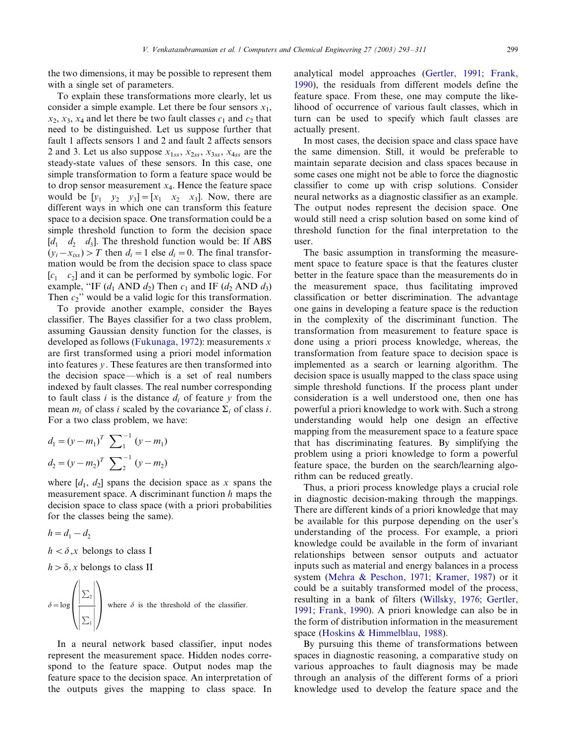the two dimensions, it may be possible to represent them with a single set of parameters.

To explain these transformations more clearly, let us consider a simple example. Let there be four sensors $x_1$, $x_2$, $x_3$, $x_4$ and let there be two fault classes $c_1$ and $c_2$ that need to be distinguished. Let us suppose further that fault 1 affects sensors 1 and 2 and fault 2 affects sensors 2 and 3. Let us also suppose $x_{1ss}$, $x_{2ss}$, $x_{3ss}$, $x_{4ss}$ are the steady-state values of these sensors. In this case, one simple transformation to form a feature space would be to drop sensor measurement $x_4$. Hence the feature space would be $[y_1 \quad y_2 \quad y_3] = [x_1 \quad x_2 \quad x_3]$. Now, there are different ways in which one can transform this feature space to a decision space. One transformation could be a simple threshold function to form the decision space $[d_1 \quad d_2 \quad d_3]$. The threshold function would be: If ABS $(y_i - x_{iss}) > T$ then $d_i = 1$ else $d_i = 0$. The final transformation would be from the decision space to class space $[c_1 \quad c_2]$ and it can be performed by symbolic logic. For example, "IF ($d_1$ AND $d_2$) Then $c_1$ and IF ($d_2$ AND $d_3$) Then $c_2$" would be a valid logic for this transformation.

To provide another example, consider the Bayes classifier. The Bayes classifier for a two class problem, assuming Gaussian density function for the classes, is developed as follows (Fukunaga, 1972): measurements $x$ are first transformed using a priori model information into features $y$. These features are then transformed into the decision space—which is a set of real numbers indexed by fault classes. The real number corresponding to fault class $i$ is the distance $d_i$ of feature $y$ from the mean $m_i$ of class $i$ scaled by the covariance $\Sigma_i$ of class $i$. For a two class problem, we have:

$$d_1 = (y - m_1)^T \sum\nolimits_1^{-1} (y - m_1)$$

$$d_2 = (y - m_2)^T \sum\nolimits_2^{-1} (y - m_2)$$

where $[d_1, d_2]$ spans the decision space as $x$ spans the measurement space. A discriminant function $h$ maps the decision space to class space (with a priori probabilities for the classes being the same).

$$h = d_1 - d_2$$

$h < \delta, x$ belongs to class I

$h > \delta, x$ belongs to class II

$$\delta = \log\left(\frac{\left|\sum_2\right|}{\left|\sum_1\right|}\right)$$ where $\delta$ is the threshold of the classifier.

In a neural network based classifier, input nodes represent the measurement space. Hidden nodes correspond to the feature space. Output nodes map the feature space to the decision space. An interpretation of the outputs gives the mapping to class space. In analytical model approaches (Gertler, 1991; Frank, 1990), the residuals from different models define the feature space. From these, one may compute the likelihood of occurrence of various fault classes, which in turn can be used to specify which fault classes are actually present.

In most cases, the decision space and class space have the same dimension. Still, it would be preferable to maintain separate decision and class spaces because in some cases one might not be able to force the diagnostic classifier to come up with crisp solutions. Consider neural networks as a diagnostic classifier as an example. The output nodes represent the decision space. One would still need a crisp solution based on some kind of threshold function for the final interpretation to the user.

The basic assumption in transforming the measurement space to feature space is that the features cluster better in the feature space than the measurements do in the measurement space, thus facilitating improved classification or better discrimination. The advantage one gains in developing a feature space is the reduction in the complexity of the discriminant function. The transformation from measurement to feature space is done using a priori process knowledge, whereas, the transformation from feature space to decision space is implemented as a search or learning algorithm. The decision space is usually mapped to the class space using simple threshold functions. If the process plant under consideration is a well understood one, then one has powerful a priori knowledge to work with. Such a strong understanding would help one design an effective mapping from the measurement space to a feature space that has discriminating features. By simplifying the problem using a priori knowledge to form a powerful feature space, the burden on the search/learning algorithm can be reduced greatly.

Thus, a priori process knowledge plays a crucial role in diagnostic decision-making through the mappings. There are different kinds of a priori knowledge that may be available for this purpose depending on the user's understanding of the process. For example, a priori knowledge could be available in the form of invariant relationships between sensor outputs and actuator inputs such as material and energy balances in a process system (Mehra & Peschon, 1971; Kramer, 1987) or it could be a suitably transformed model of the process, resulting in a bank of filters (Willsky, 1976; Gertler, 1991; Frank, 1990). A priori knowledge can also be in the form of distribution information in the measurement space (Hoskins & Himmelblau, 1988).

By pursuing this theme of transformations between spaces in diagnostic reasoning, a comparative study on various approaches to fault diagnosis may be made through an analysis of the different forms of a priori knowledge used to develop the feature space and the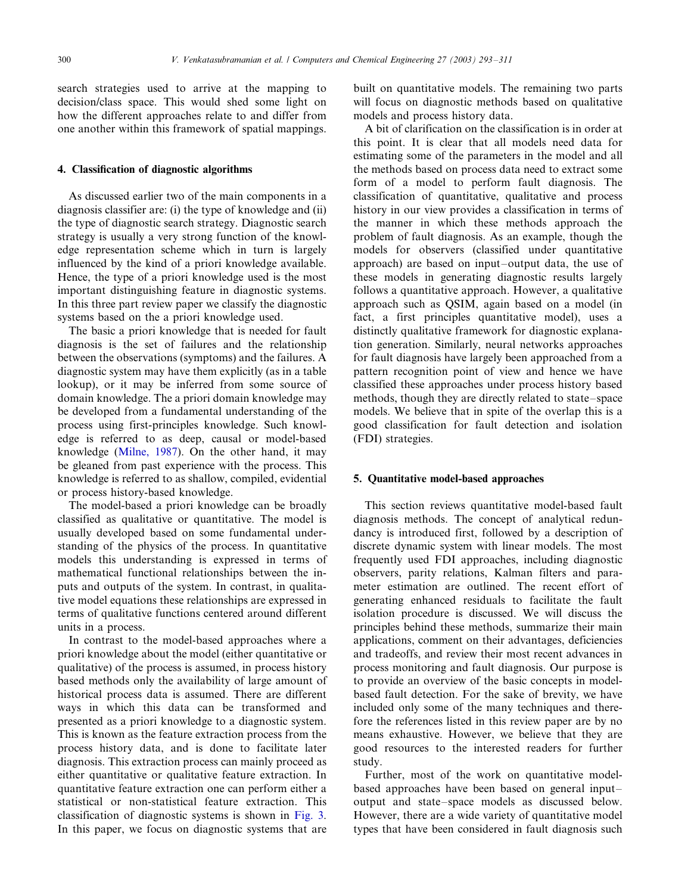search strategies used to arrive at the mapping to decision/class space. This would shed some light on how the different approaches relate to and differ from one another within this framework of spatial mappings.

## 4. Classification of diagnostic algorithms

As discussed earlier two of the main components in a diagnosis classifier are: (i) the type of knowledge and (ii) the type of diagnostic search strategy. Diagnostic search strategy is usually a very strong function of the knowledge representation scheme which in turn is largely influenced by the kind of a priori knowledge available. Hence, the type of a priori knowledge used is the most important distinguishing feature in diagnostic systems. In this three part review paper we classify the diagnostic systems based on the a priori knowledge used.

The basic a priori knowledge that is needed for fault diagnosis is the set of failures and the relationship between the observations (symptoms) and the failures. A diagnostic system may have them explicitly (as in a table lookup), or it may be inferred from some source of domain knowledge. The a priori domain knowledge may be developed from a fundamental understanding of the process using first-principles knowledge. Such knowledge is referred to as deep, causal or model-based knowledge (Milne, 1987). On the other hand, it may be gleaned from past experience with the process. This knowledge is referred to as shallow, compiled, evidential or process history-based knowledge.

The model-based a priori knowledge can be broadly classified as qualitative or quantitative. The model is usually developed based on some fundamental understanding of the physics of the process. In quantitative models this understanding is expressed in terms of mathematical functional relationships between the inputs and outputs of the system. In contrast, in qualitative model equations these relationships are expressed in terms of qualitative functions centered around different units in a process.

In contrast to the model-based approaches where a priori knowledge about the model (either quantitative or qualitative) of the process is assumed, in process history based methods only the availability of large amount of historical process data is assumed. There are different ways in which this data can be transformed and presented as a priori knowledge to a diagnostic system. This is known as the feature extraction process from the process history data, and is done to facilitate later diagnosis. This extraction process can mainly proceed as either quantitative or qualitative feature extraction. In quantitative feature extraction one can perform either a statistical or non-statistical feature extraction. This classification of diagnostic systems is shown in Fig. 3. In this paper, we focus on diagnostic systems that are built on quantitative models. The remaining two parts will focus on diagnostic methods based on qualitative models and process history data.

A bit of clarification on the classification is in order at this point. It is clear that all models need data for estimating some of the parameters in the model and all the methods based on process data need to extract some form of a model to perform fault diagnosis. The classification of quantitative, qualitative and process history in our view provides a classification in terms of the manner in which these methods approach the problem of fault diagnosis. As an example, though the models for observers (classified under quantitative approach) are based on input–output data, the use of these models in generating diagnostic results largely follows a quantitative approach. However, a qualitative approach such as QSIM, again based on a model (in fact, a first principles quantitative model), uses a distinctly qualitative framework for diagnostic explanation generation. Similarly, neural networks approaches for fault diagnosis have largely been approached from a pattern recognition point of view and hence we have classified these approaches under process history based methods, though they are directly related to state–space models. We believe that in spite of the overlap this is a good classification for fault detection and isolation (FDI) strategies.

## 5. Quantitative model-based approaches

This section reviews quantitative model-based fault diagnosis methods. The concept of analytical redundancy is introduced first, followed by a description of discrete dynamic system with linear models. The most frequently used FDI approaches, including diagnostic observers, parity relations, Kalman filters and parameter estimation are outlined. The recent effort of generating enhanced residuals to facilitate the fault isolation procedure is discussed. We will discuss the principles behind these methods, summarize their main applications, comment on their advantages, deficiencies and tradeoffs, and review their most recent advances in process monitoring and fault diagnosis. Our purpose is to provide an overview of the basic concepts in model-based fault detection. For the sake of brevity, we have included only some of the many techniques and therefore the references listed in this review paper are by no means exhaustive. However, we believe that they are good resources to the interested readers for further study.

Further, most of the work on quantitative model-based approaches have been based on general input–output and state–space models as discussed below. However, there are a wide variety of quantitative model types that have been considered in fault diagnosis such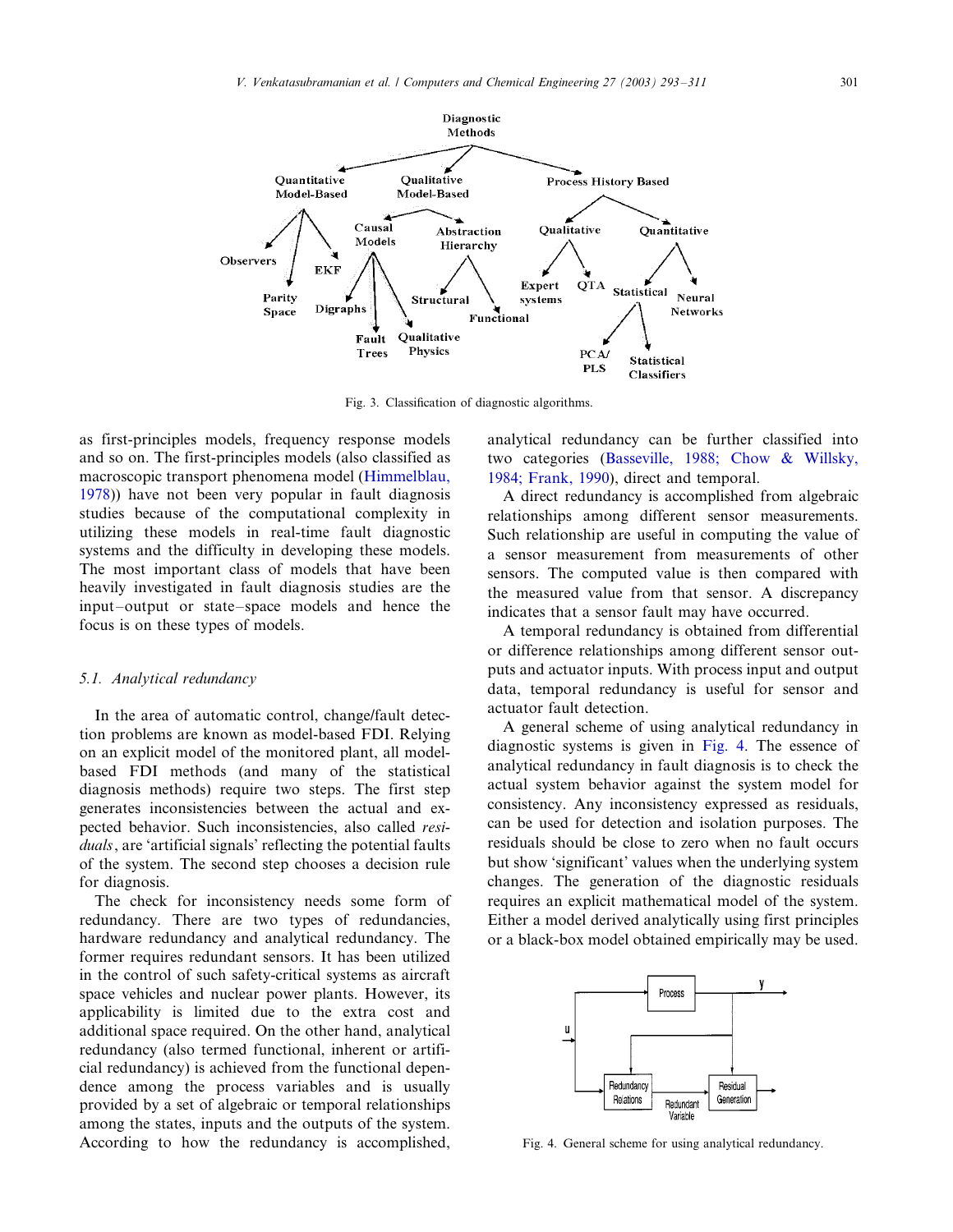Diagnostic Methods

Quantitative Model-Based

Qualitative Model-Based

Process History Based

Observers

EKF

Parity Space

Causal Models

Abstraction Hierarchy

Digraphs

Fault Trees

Qualitative Physics

Structural

Functional

Qualitative

Quantitative

Expert systems

QTA

Statistical

Neural Networks

PCA/ PLS

Statistical Classifiers

Fig. 3. Classification of diagnostic algorithms.

as first-principles models, frequency response models and so on. The first-principles models (also classified as macroscopic transport phenomena model (Himmelblau, 1978)) have not been very popular in fault diagnosis studies because of the computational complexity in utilizing these models in real-time fault diagnostic systems and the difficulty in developing these models. The most important class of models that have been heavily investigated in fault diagnosis studies are the input–output or state–space models and hence the focus is on these types of models.

### 5.1. Analytical redundancy

In the area of automatic control, change/fault detection problems are known as model-based FDI. Relying on an explicit model of the monitored plant, all model-based FDI methods (and many of the statistical diagnosis methods) require two steps. The first step generates inconsistencies between the actual and expected behavior. Such inconsistencies, also called *residuals*, are 'artificial signals' reflecting the potential faults of the system. The second step chooses a decision rule for diagnosis.

The check for inconsistency needs some form of redundancy. There are two types of redundancies, hardware redundancy and analytical redundancy. The former requires redundant sensors. It has been utilized in the control of such safety-critical systems as aircraft space vehicles and nuclear power plants. However, its applicability is limited due to the extra cost and additional space required. On the other hand, analytical redundancy (also termed functional, inherent or artificial redundancy) is achieved from the functional dependence among the process variables and is usually provided by a set of algebraic or temporal relationships among the states, inputs and the outputs of the system. According to how the redundancy is accomplished, analytical redundancy can be further classified into two categories (Basseville, 1988; Chow & Willsky, 1984; Frank, 1990), direct and temporal.

A direct redundancy is accomplished from algebraic relationships among different sensor measurements. Such relationship are useful in computing the value of a sensor measurement from measurements of other sensors. The computed value is then compared with the measured value from that sensor. A discrepancy indicates that a sensor fault may have occurred.

A temporal redundancy is obtained from differential or difference relationships among different sensor outputs and actuator inputs. With process input and output data, temporal redundancy is useful for sensor and actuator fault detection.

A general scheme of using analytical redundancy in diagnostic systems is given in Fig. 4. The essence of analytical redundancy in fault diagnosis is to check the actual system behavior against the system model for consistency. Any inconsistency expressed as residuals, can be used for detection and isolation purposes. The residuals should be close to zero when no fault occurs but show 'significant' values when the underlying system changes. The generation of the diagnostic residuals requires an explicit mathematical model of the system. Either a model derived analytically using first principles or a black-box model obtained empirically may be used.

Process

y

u

Redundancy Relations

Redundant Variable

Residual Generation

Fig. 4. General scheme for using analytical redundancy.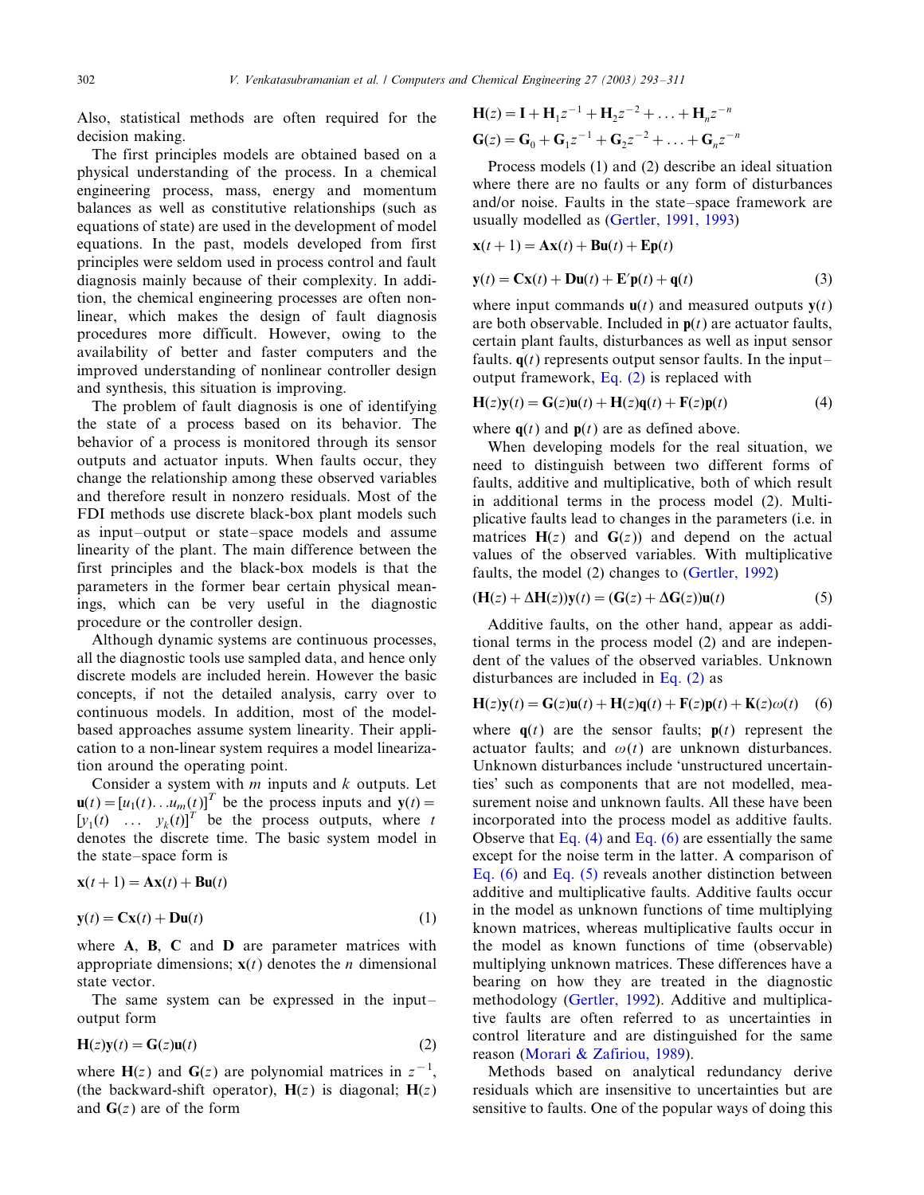Also, statistical methods are often required for the decision making.

The first principles models are obtained based on a physical understanding of the process. In a chemical engineering process, mass, energy and momentum balances as well as constitutive relationships (such as equations of state) are used in the development of model equations. In the past, models developed from first principles were seldom used in process control and fault diagnosis mainly because of their complexity. In addition, the chemical engineering processes are often nonlinear, which makes the design of fault diagnosis procedures more difficult. However, owing to the availability of better and faster computers and the improved understanding of nonlinear controller design and synthesis, this situation is improving.

The problem of fault diagnosis is one of identifying the state of a process based on its behavior. The behavior of a process is monitored through its sensor outputs and actuator inputs. When faults occur, they change the relationship among these observed variables and therefore result in nonzero residuals. Most of the FDI methods use discrete black-box plant models such as input–output or state–space models and assume linearity of the plant. The main difference between the first principles and the black-box models is that the parameters in the former bear certain physical meanings, which can be very useful in the diagnostic procedure or the controller design.

Although dynamic systems are continuous processes, all the diagnostic tools use sampled data, and hence only discrete models are included herein. However the basic concepts, if not the detailed analysis, carry over to continuous models. In addition, most of the model-based approaches assume system linearity. Their application to a non-linear system requires a model linearization around the operating point.

Consider a system with $m$ inputs and $k$ outputs. Let $\mathbf{u}(t)=[u_1(t)\ldots u_m(t)]^T$ be the process inputs and $\mathbf{y}(t)=[y_1(t) \quad \ldots \quad y_k(t)]^T$ be the process outputs, where $t$ denotes the discrete time. The basic system model in the state–space form is

$$\mathbf{x}(t+1)=\mathbf{A}\mathbf{x}(t)+\mathbf{B}\mathbf{u}(t)$$

$$\mathbf{y}(t)=\mathbf{C}\mathbf{x}(t)+\mathbf{D}\mathbf{u}(t) \tag{1}$$

where $\mathbf{A}$, $\mathbf{B}$, $\mathbf{C}$ and $\mathbf{D}$ are parameter matrices with appropriate dimensions; $\mathbf{x}(t)$ denotes the $n$ dimensional state vector.

The same system can be expressed in the input–output form

$$\mathbf{H}(z)\mathbf{y}(t)=\mathbf{G}(z)\mathbf{u}(t) \tag{2}$$

where $\mathbf{H}(z)$ and $\mathbf{G}(z)$ are polynomial matrices in $z^{-1}$, (the backward-shift operator), $\mathbf{H}(z)$ is diagonal; $\mathbf{H}(z)$ and $\mathbf{G}(z)$ are of the form

$$\mathbf{H}(z)=\mathbf{I}+\mathbf{H}_1z^{-1}+\mathbf{H}_2z^{-2}+\ldots+\mathbf{H}_nz^{-n}$$

$$\mathbf{G}(z)=\mathbf{G}_0+\mathbf{G}_1z^{-1}+\mathbf{G}_2z^{-2}+\ldots+\mathbf{G}_nz^{-n}$$

Process models (1) and (2) describe an ideal situation where there are no faults or any form of disturbances and/or noise. Faults in the state–space framework are usually modelled as (Gertler, 1991, 1993)

$$\mathbf{x}(t+1)=\mathbf{A}\mathbf{x}(t)+\mathbf{B}\mathbf{u}(t)+\mathbf{E}\mathbf{p}(t)$$

$$\mathbf{y}(t)=\mathbf{C}\mathbf{x}(t)+\mathbf{D}\mathbf{u}(t)+\mathbf{E}'\mathbf{p}(t)+\mathbf{q}(t) \tag{3}$$

where input commands $\mathbf{u}(t)$ and measured outputs $\mathbf{y}(t)$ are both observable. Included in $\mathbf{p}(t)$ are actuator faults, certain plant faults, disturbances as well as input sensor faults. $\mathbf{q}(t)$ represents output sensor faults. In the input–output framework, Eq. (2) is replaced with

$$\mathbf{H}(z)\mathbf{y}(t)=\mathbf{G}(z)\mathbf{u}(t)+\mathbf{H}(z)\mathbf{q}(t)+\mathbf{F}(z)\mathbf{p}(t) \tag{4}$$

where $\mathbf{q}(t)$ and $\mathbf{p}(t)$ are as defined above.

When developing models for the real situation, we need to distinguish between two different forms of faults, additive and multiplicative, both of which result in additional terms in the process model (2). Multiplicative faults lead to changes in the parameters (i.e. in matrices $\mathbf{H}(z)$ and $\mathbf{G}(z)$) and depend on the actual values of the observed variables. With multiplicative faults, the model (2) changes to (Gertler, 1992)

$$(\mathbf{H}(z)+\Delta\mathbf{H}(z))\mathbf{y}(t)=(\mathbf{G}(z)+\Delta\mathbf{G}(z))\mathbf{u}(t) \tag{5}$$

Additive faults, on the other hand, appear as additional terms in the process model (2) and are independent of the values of the observed variables. Unknown disturbances are included in Eq. (2) as

$$\mathbf{H}(z)\mathbf{y}(t)=\mathbf{G}(z)\mathbf{u}(t)+\mathbf{H}(z)\mathbf{q}(t)+\mathbf{F}(z)\mathbf{p}(t)+\mathbf{K}(z)\omega(t) \tag{6}$$

where $\mathbf{q}(t)$ are the sensor faults; $\mathbf{p}(t)$ represent the actuator faults; and $\omega(t)$ are unknown disturbances. Unknown disturbances include 'unstructured uncertainties' such as components that are not modelled, measurement noise and unknown faults. All these have been incorporated into the process model as additive faults. Observe that Eq. (4) and Eq. (6) are essentially the same except for the noise term in the latter. A comparison of Eq. (6) and Eq. (5) reveals another distinction between additive and multiplicative faults. Additive faults occur in the model as unknown functions of time multiplying known matrices, whereas multiplicative faults occur in the model as known functions of time (observable) multiplying unknown matrices. These differences have a bearing on how they are treated in the diagnostic methodology (Gertler, 1992). Additive and multiplicative faults are often referred to as uncertainties in control literature and are distinguished for the same reason (Morari & Zafiriou, 1989).

Methods based on analytical redundancy derive residuals which are insensitive to uncertainties but are sensitive to faults. One of the popular ways of doing this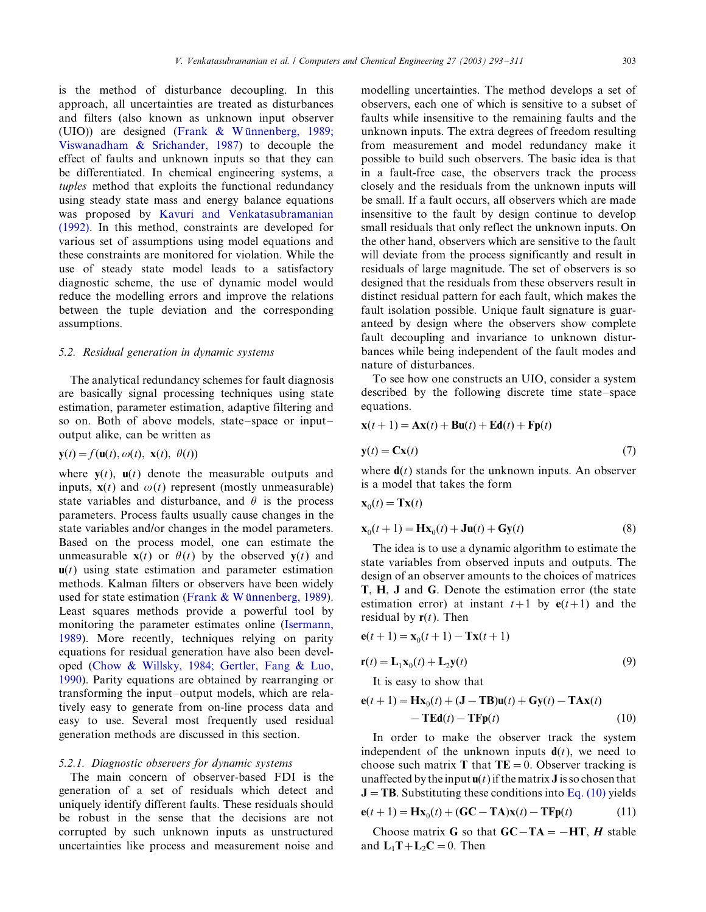is the method of disturbance decoupling. In this approach, all uncertainties are treated as disturbances and filters (also known as unknown input observer (UIO)) are designed (Frank & Wünnenberg, 1989; Viswanadham & Srichander, 1987) to decouple the effect of faults and unknown inputs so that they can be differentiated. In chemical engineering systems, a *tuples* method that exploits the functional redundancy using steady state mass and energy balance equations was proposed by Kavuri and Venkatasubramanian (1992). In this method, constraints are developed for various set of assumptions using model equations and these constraints are monitored for violation. While the use of steady state model leads to a satisfactory diagnostic scheme, the use of dynamic model would reduce the modelling errors and improve the relations between the tuple deviation and the corresponding assumptions.

### 5.2. Residual generation in dynamic systems

The analytical redundancy schemes for fault diagnosis are basically signal processing techniques using state estimation, parameter estimation, adaptive filtering and so on. Both of above models, state–space or input–output alike, can be written as

$$\mathbf{y}(t) = f(\mathbf{u}(t), \omega(t), \ \mathbf{x}(t), \ \theta(t))$$

where $\mathbf{y}(t)$, $\mathbf{u}(t)$ denote the measurable outputs and inputs, $\mathbf{x}(t)$ and $\omega(t)$ represent (mostly unmeasurable) state variables and disturbance, and $\theta$ is the process parameters. Process faults usually cause changes in the state variables and/or changes in the model parameters. Based on the process model, one can estimate the unmeasurable $\mathbf{x}(t)$ or $\theta(t)$ by the observed $\mathbf{y}(t)$ and $\mathbf{u}(t)$ using state estimation and parameter estimation methods. Kalman filters or observers have been widely used for state estimation (Frank & Wünnenberg, 1989). Least squares methods provide a powerful tool by monitoring the parameter estimates online (Isermann, 1989). More recently, techniques relying on parity equations for residual generation have also been developed (Chow & Willsky, 1984; Gertler, Fang & Luo, 1990). Parity equations are obtained by rearranging or transforming the input–output models, which are relatively easy to generate from on-line process data and easy to use. Several most frequently used residual generation methods are discussed in this section.

#### 5.2.1. Diagnostic observers for dynamic systems

The main concern of observer-based FDI is the generation of a set of residuals which detect and uniquely identify different faults. These residuals should be robust in the sense that the decisions are not corrupted by such unknown inputs as unstructured uncertainties like process and measurement noise and modelling uncertainties. The method develops a set of observers, each one of which is sensitive to a subset of faults while insensitive to the remaining faults and the unknown inputs. The extra degrees of freedom resulting from measurement and model redundancy make it possible to build such observers. The basic idea is that in a fault-free case, the observers track the process closely and the residuals from the unknown inputs will be small. If a fault occurs, all observers which are made insensitive to the fault by design continue to develop small residuals that only reflect the unknown inputs. On the other hand, observers which are sensitive to the fault will deviate from the process significantly and result in residuals of large magnitude. The set of observers is so designed that the residuals from these observers result in distinct residual pattern for each fault, which makes the fault isolation possible. Unique fault signature is guaranteed by design where the observers show complete fault decoupling and invariance to unknown disturbances while being independent of the fault modes and nature of disturbances.

To see how one constructs an UIO, consider a system described by the following discrete time state–space equations.

$$\mathbf{x}(t+1) = \mathbf{A}\mathbf{x}(t) + \mathbf{B}\mathbf{u}(t) + \mathbf{E}\mathbf{d}(t) + \mathbf{F}\mathbf{p}(t)$$

$$\mathbf{y}(t) = \mathbf{C}\mathbf{x}(t) \tag{7}$$

where $\mathbf{d}(t)$ stands for the unknown inputs. An observer is a model that takes the form

$$\mathbf{x}_0(t) = \mathbf{T}\mathbf{x}(t)$$

$$\mathbf{x}_0(t+1) = \mathbf{H}\mathbf{x}_0(t) + \mathbf{J}\mathbf{u}(t) + \mathbf{G}\mathbf{y}(t) \tag{8}$$

The idea is to use a dynamic algorithm to estimate the state variables from observed inputs and outputs. The design of an observer amounts to the choices of matrices $\mathbf{T}$, $\mathbf{H}$, $\mathbf{J}$ and $\mathbf{G}$. Denote the estimation error (the state estimation error) at instant $t+1$ by $\mathbf{e}(t+1)$ and the residual by $\mathbf{r}(t)$. Then

$$\mathbf{e}(t+1) = \mathbf{x}_0(t+1) - \mathbf{T}\mathbf{x}(t+1)$$

$$\mathbf{r}(t) = \mathbf{L}_1\mathbf{x}_0(t) + \mathbf{L}_2\mathbf{y}(t) \tag{9}$$

It is easy to show that

$$\mathbf{e}(t+1) = \mathbf{H}\mathbf{x}_0(t) + (\mathbf{J} - \mathbf{T}\mathbf{B})\mathbf{u}(t) + \mathbf{G}\mathbf{y}(t) - \mathbf{T}\mathbf{A}\mathbf{x}(t) - \mathbf{T}\mathbf{E}\mathbf{d}(t) - \mathbf{T}\mathbf{F}\mathbf{p}(t) \tag{10}$$

In order to make the observer track the system independent of the unknown inputs $\mathbf{d}(t)$, we need to choose such matrix $\mathbf{T}$ that $\mathbf{T}\mathbf{E} = 0$. Observer tracking is unaffected by the input $\mathbf{u}(t)$ if the matrix $\mathbf{J}$ is so chosen that $\mathbf{J} = \mathbf{T}\mathbf{B}$. Substituting these conditions into Eq. (10) yields

$$\mathbf{e}(t+1) = \mathbf{H}\mathbf{x}_0(t) + (\mathbf{G}\mathbf{C} - \mathbf{T}\mathbf{A})\mathbf{x}(t) - \mathbf{T}\mathbf{F}\mathbf{p}(t) \tag{11}$$

Choose matrix $\mathbf{G}$ so that $\mathbf{G}\mathbf{C} - \mathbf{T}\mathbf{A} = -\mathbf{H}\mathbf{T}$, $\boldsymbol{H}$ stable and $\mathbf{L}_1\mathbf{T} + \mathbf{L}_2\mathbf{C} = 0$. Then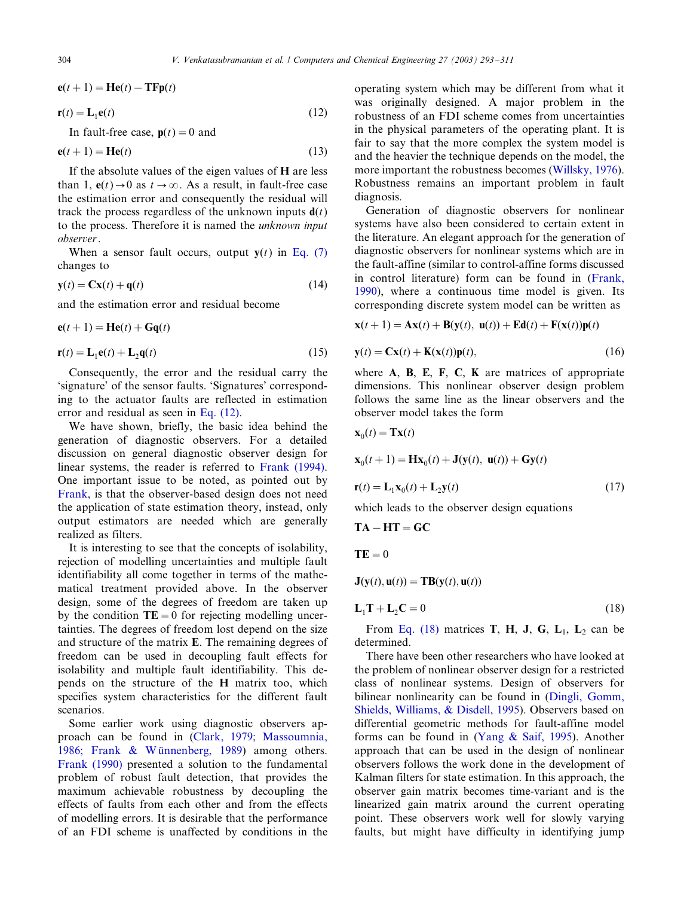$$\mathbf{e}(t+1) = \mathbf{H}\mathbf{e}(t) - \mathbf{T}\mathbf{F}\mathbf{p}(t)$$

$$\mathbf{r}(t) = \mathbf{L}_1\mathbf{e}(t) \tag{12}$$

In fault-free case, $\mathbf{p}(t) = 0$ and

$$\mathbf{e}(t+1) = \mathbf{H}\mathbf{e}(t) \tag{13}$$

If the absolute values of the eigen values of $\mathbf{H}$ are less than 1, $\mathbf{e}(t) \to 0$ as $t \to \infty$. As a result, in fault-free case the estimation error and consequently the residual will track the process regardless of the unknown inputs $\mathbf{d}(t)$ to the process. Therefore it is named the *unknown input observer*.

When a sensor fault occurs, output $\mathbf{y}(t)$ in Eq. (7) changes to

$$\mathbf{y}(t) = \mathbf{C}\mathbf{x}(t) + \mathbf{q}(t) \tag{14}$$

and the estimation error and residual become

$$\mathbf{e}(t+1) = \mathbf{H}\mathbf{e}(t) + \mathbf{G}\mathbf{q}(t)$$

$$\mathbf{r}(t) = \mathbf{L}_1\mathbf{e}(t) + \mathbf{L}_2\mathbf{q}(t) \tag{15}$$

Consequently, the error and the residual carry the 'signature' of the sensor faults. 'Signatures' corresponding to the actuator faults are reflected in estimation error and residual as seen in Eq. (12).

We have shown, briefly, the basic idea behind the generation of diagnostic observers. For a detailed discussion on general diagnostic observer design for linear systems, the reader is referred to Frank (1994). One important issue to be noted, as pointed out by Frank, is that the observer-based design does not need the application of state estimation theory, instead, only output estimators are needed which are generally realized as filters.

It is interesting to see that the concepts of isolability, rejection of modelling uncertainties and multiple fault identifiability all come together in terms of the mathematical treatment provided above. In the observer design, some of the degrees of freedom are taken up by the condition $\mathbf{TE} = 0$ for rejecting modelling uncertainties. The degrees of freedom lost depend on the size and structure of the matrix $\mathbf{E}$. The remaining degrees of freedom can be used in decoupling fault effects for isolability and multiple fault identifiability. This depends on the structure of the $\mathbf{H}$ matrix too, which specifies system characteristics for the different fault scenarios.

Some earlier work using diagnostic observers approach can be found in (Clark, 1979; Massoumnia, 1986; Frank & Wünnenberg, 1989) among others. Frank (1990) presented a solution to the fundamental problem of robust fault detection, that provides the maximum achievable robustness by decoupling the effects of faults from each other and from the effects of modelling errors. It is desirable that the performance of an FDI scheme is unaffected by conditions in the operating system which may be different from what it was originally designed. A major problem in the robustness of an FDI scheme comes from uncertainties in the physical parameters of the operating plant. It is fair to say that the more complex the system model is and the heavier the technique depends on the model, the more important the robustness becomes (Willsky, 1976). Robustness remains an important problem in fault diagnosis.

Generation of diagnostic observers for nonlinear systems have also been considered to certain extent in the literature. An elegant approach for the generation of diagnostic observers for nonlinear systems which are in the fault-affine (similar to control-affine forms discussed in control literature) form can be found in (Frank, 1990), where a continuous time model is given. Its corresponding discrete system model can be written as

$$\mathbf{x}(t+1) = \mathbf{A}\mathbf{x}(t) + \mathbf{B}(\mathbf{y}(t),\ \mathbf{u}(t)) + \mathbf{E}\mathbf{d}(t) + \mathbf{F}(\mathbf{x}(t))\mathbf{p}(t)$$

$$\mathbf{y}(t) = \mathbf{C}\mathbf{x}(t) + \mathbf{K}(\mathbf{x}(t))\mathbf{p}(t), \tag{16}$$

where $\mathbf{A}$, $\mathbf{B}$, $\mathbf{E}$, $\mathbf{F}$, $\mathbf{C}$, $\mathbf{K}$ are matrices of appropriate dimensions. This nonlinear observer design problem follows the same line as the linear observers and the observer model takes the form

$$\mathbf{x}_0(t) = \mathbf{T}\mathbf{x}(t)$$

$$\mathbf{x}_0(t+1) = \mathbf{H}\mathbf{x}_0(t) + \mathbf{J}(\mathbf{y}(t),\ \mathbf{u}(t)) + \mathbf{G}\mathbf{y}(t)$$

$$\mathbf{r}(t) = \mathbf{L}_1\mathbf{x}_0(t) + \mathbf{L}_2\mathbf{y}(t) \tag{17}$$

which leads to the observer design equations

$$\mathbf{TA} - \mathbf{HT} = \mathbf{GC}$$

$$\mathbf{TE} = 0$$

$$\mathbf{J}(\mathbf{y}(t), \mathbf{u}(t)) = \mathbf{T}\mathbf{B}(\mathbf{y}(t), \mathbf{u}(t))$$

$$\mathbf{L}_1\mathbf{T} + \mathbf{L}_2\mathbf{C} = 0 \tag{18}$$

From Eq. (18) matrices $\mathbf{T}$, $\mathbf{H}$, $\mathbf{J}$, $\mathbf{G}$, $\mathbf{L}_1$, $\mathbf{L}_2$ can be determined.

There have been other researchers who have looked at the problem of nonlinear observer design for a restricted class of nonlinear systems. Design of observers for bilinear nonlinearity can be found in (Dingli, Gomm, Shields, Williams, & Disdell, 1995). Observers based on differential geometric methods for fault-affine model forms can be found in (Yang & Saif, 1995). Another approach that can be used in the design of nonlinear observers follows the work done in the development of Kalman filters for state estimation. In this approach, the observer gain matrix becomes time-variant and is the linearized gain matrix around the current operating point. These observers work well for slowly varying faults, but might have difficulty in identifying jump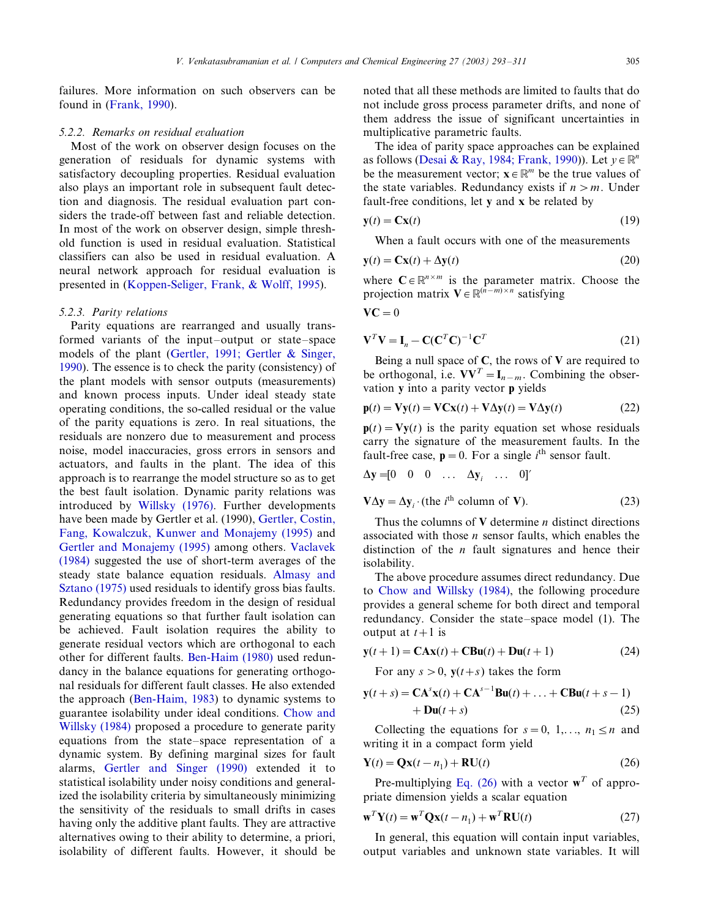failures. More information on such observers can be found in (Frank, 1990).

#### 5.2.2. Remarks on residual evaluation

Most of the work on observer design focuses on the generation of residuals for dynamic systems with satisfactory decoupling properties. Residual evaluation also plays an important role in subsequent fault detection and diagnosis. The residual evaluation part considers the trade-off between fast and reliable detection. In most of the work on observer design, simple threshold function is used in residual evaluation. Statistical classifiers can also be used in residual evaluation. A neural network approach for residual evaluation is presented in (Koppen-Seliger, Frank, & Wolff, 1995).

#### 5.2.3. Parity relations

Parity equations are rearranged and usually transformed variants of the input–output or state–space models of the plant (Gertler, 1991; Gertler & Singer, 1990). The essence is to check the parity (consistency) of the plant models with sensor outputs (measurements) and known process inputs. Under ideal steady state operating conditions, the so-called residual or the value of the parity equations is zero. In real situations, the residuals are nonzero due to measurement and process noise, model inaccuracies, gross errors in sensors and actuators, and faults in the plant. The idea of this approach is to rearrange the model structure so as to get the best fault isolation. Dynamic parity relations was introduced by Willsky (1976). Further developments have been made by Gertler et al. (1990), Gertler, Costin, Fang, Kowalczuk, Kunwer and Monajemy (1995) and Gertler and Monajemy (1995) among others. Vaclavek (1984) suggested the use of short-term averages of the steady state balance equation residuals. Almasy and Sztano (1975) used residuals to identify gross bias faults. Redundancy provides freedom in the design of residual generating equations so that further fault isolation can be achieved. Fault isolation requires the ability to generate residual vectors which are orthogonal to each other for different faults. Ben-Haim (1980) used redundancy in the balance equations for generating orthogonal residuals for different fault classes. He also extended the approach (Ben-Haim, 1983) to dynamic systems to guarantee isolability under ideal conditions. Chow and Willsky (1984) proposed a procedure to generate parity equations from the state–space representation of a dynamic system. By defining marginal sizes for fault alarms, Gertler and Singer (1990) extended it to statistical isolability under noisy conditions and generalized the isolability criteria by simultaneously minimizing the sensitivity of the residuals to small drifts in cases having only the additive plant faults. They are attractive alternatives owing to their ability to determine, a priori, isolability of different faults. However, it should be noted that all these methods are limited to faults that do not include gross process parameter drifts, and none of them address the issue of significant uncertainties in multiplicative parametric faults.

The idea of parity space approaches can be explained as follows (Desai & Ray, 1984; Frank, 1990)). Let $y \in \mathbb{R}^n$ be the measurement vector; $\mathbf{x} \in \mathbb{R}^m$ be the true values of the state variables. Redundancy exists if $n > m$. Under fault-free conditions, let $\mathbf{y}$ and $\mathbf{x}$ be related by

$$\mathbf{y}(t) = \mathbf{C}\mathbf{x}(t) \tag{19}$$

When a fault occurs with one of the measurements

$$\mathbf{y}(t) = \mathbf{C}\mathbf{x}(t) + \Delta\mathbf{y}(t) \tag{20}$$

where $\mathbf{C} \in \mathbb{R}^{n\times m}$ is the parameter matrix. Choose the projection matrix $\mathbf{V} \in \mathbb{R}^{(n-m)\times n}$ satisfying

$$\mathbf{V}\mathbf{C} = 0$$

$$\mathbf{V}^T\mathbf{V} = \mathbf{I}_n - \mathbf{C}(\mathbf{C}^T\mathbf{C})^{-1}\mathbf{C}^T \tag{21}$$

Being a null space of $\mathbf{C}$, the rows of $\mathbf{V}$ are required to be orthogonal, i.e. $\mathbf{V}\mathbf{V}^T = \mathbf{I}_{n-m}$. Combining the observation $\mathbf{y}$ into a parity vector $\mathbf{p}$ yields

$$\mathbf{p}(t) = \mathbf{V}\mathbf{y}(t) = \mathbf{V}\mathbf{C}\mathbf{x}(t) + \mathbf{V}\Delta\mathbf{y}(t) = \mathbf{V}\Delta\mathbf{y}(t) \tag{22}$$

$\mathbf{p}(t) = \mathbf{V}\mathbf{y}(t)$ is the parity equation set whose residuals carry the signature of the measurement faults. In the fault-free case, $\mathbf{p} = 0$. For a single $i^{\text{th}}$ sensor fault.

$$\Delta\mathbf{y} = [0 \quad 0 \quad 0 \quad \ldots \quad \Delta\mathbf{y}_i \quad \ldots \quad 0]'$$

$$\mathbf{V}\Delta\mathbf{y} = \Delta\mathbf{y}_i \cdot (\text{the } i^{\text{th}} \text{ column of } \mathbf{V}). \tag{23}$$

Thus the columns of $\mathbf{V}$ determine $n$ distinct directions associated with those $n$ sensor faults, which enables the distinction of the $n$ fault signatures and hence their isolability.

The above procedure assumes direct redundancy. Due to Chow and Willsky (1984), the following procedure provides a general scheme for both direct and temporal redundancy. Consider the state–space model (1). The output at $t+1$ is

$$\mathbf{y}(t+1) = \mathbf{C}\mathbf{A}\mathbf{x}(t) + \mathbf{C}\mathbf{B}\mathbf{u}(t) + \mathbf{D}\mathbf{u}(t+1) \tag{24}$$

For any $s > 0$, $\mathbf{y}(t+s)$ takes the form

$$\mathbf{y}(t+s) = \mathbf{C}\mathbf{A}^s\mathbf{x}(t) + \mathbf{C}\mathbf{A}^{s-1}\mathbf{B}\mathbf{u}(t) + \ldots + \mathbf{C}\mathbf{B}\mathbf{u}(t+s-1) + \mathbf{D}\mathbf{u}(t+s) \tag{25}$$

Collecting the equations for $s = 0, 1, \ldots, n_1 \leq n$ and writing it in a compact form yield

$$\mathbf{Y}(t) = \mathbf{Q}\mathbf{x}(t-n_1) + \mathbf{R}\mathbf{U}(t) \tag{26}$$

Pre-multiplying Eq. (26) with a vector $\mathbf{w}^T$ of appropriate dimension yields a scalar equation

$$\mathbf{w}^T\mathbf{Y}(t) = \mathbf{w}^T\mathbf{Q}\mathbf{x}(t-n_1) + \mathbf{w}^T\mathbf{R}\mathbf{U}(t) \tag{27}$$

In general, this equation will contain input variables, output variables and unknown state variables. It will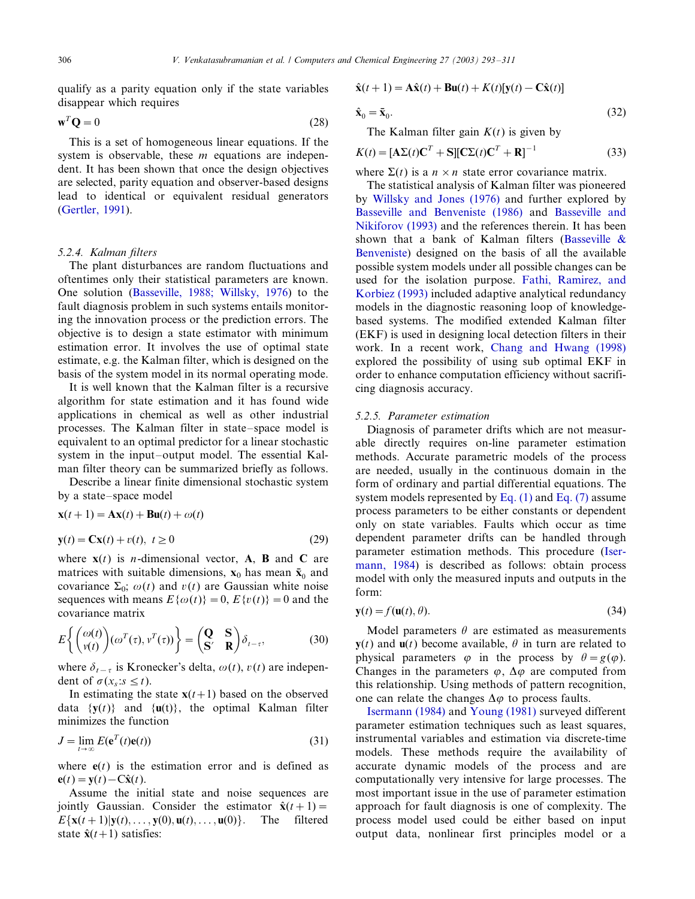qualify as a parity equation only if the state variables disappear which requires

$$\mathbf{w}^T\mathbf{Q} = 0 \tag{28}$$

This is a set of homogeneous linear equations. If the system is observable, these $m$ equations are independent. It has been shown that once the design objectives are selected, parity equation and observer-based designs lead to identical or equivalent residual generators (Gertler, 1991).

#### 5.2.4. Kalman filters

The plant disturbances are random fluctuations and oftentimes only their statistical parameters are known. One solution (Basseville, 1988; Willsky, 1976) to the fault diagnosis problem in such systems entails monitoring the innovation process or the prediction errors. The objective is to design a state estimator with minimum estimation error. It involves the use of optimal state estimate, e.g. the Kalman filter, which is designed on the basis of the system model in its normal operating mode.

It is well known that the Kalman filter is a recursive algorithm for state estimation and it has found wide applications in chemical as well as other industrial processes. The Kalman filter in state–space model is equivalent to an optimal predictor for a linear stochastic system in the input–output model. The essential Kalman filter theory can be summarized briefly as follows.

Describe a linear finite dimensional stochastic system by a state–space model

$$\mathbf{x}(t+1) = \mathbf{A}\mathbf{x}(t) + \mathbf{B}\mathbf{u}(t) + \omega(t)$$

$$\mathbf{y}(t) = \mathbf{C}\mathbf{x}(t) + v(t), \; t \geq 0 \tag{29}$$

where $\mathbf{x}(t)$ is $n$-dimensional vector, $\mathbf{A}$, $\mathbf{B}$ and $\mathbf{C}$ are matrices with suitable dimensions, $\mathbf{x}_0$ has mean $\bar{\mathbf{x}}_0$ and covariance $\Sigma_0$; $\omega(t)$ and $v(t)$ are Gaussian white noise sequences with means $E\{\omega(t)\} = 0$, $E\{v(t)\} = 0$ and the covariance matrix

$$E\left\{\begin{pmatrix}\omega(t)\\ v(t)\end{pmatrix}(\omega^T(\tau), v^T(\tau))\right\} = \begin{pmatrix}\mathbf{Q} & \mathbf{S}\\ \mathbf{S}' & \mathbf{R}\end{pmatrix}\delta_{t-\tau}, \tag{30}$$

where $\delta_{t-\tau}$ is Kronecker's delta, $\omega(t)$, $v(t)$ are independent of $\sigma(x_s : s \leq t)$.

In estimating the state $\mathbf{x}(t+1)$ based on the observed data $\{\mathbf{y}(t)\}$ and $\{\mathbf{u}(t)\}$, the optimal Kalman filter minimizes the function

$$J = \lim_{t\to\infty} E(\mathbf{e}^T(t)\mathbf{e}(t)) \tag{31}$$

where $\mathbf{e}(t)$ is the estimation error and is defined as $\mathbf{e}(t) = \mathbf{y}(t) - \mathbf{C}\hat{\mathbf{x}}(t)$.

Assume the initial state and noise sequences are jointly Gaussian. Consider the estimator $\hat{\mathbf{x}}(t+1) = E\{\mathbf{x}(t+1)|\mathbf{y}(t), \ldots, \mathbf{y}(0), \mathbf{u}(t), \ldots, \mathbf{u}(0)\}$. The filtered state $\hat{\mathbf{x}}(t+1)$ satisfies:

$$\hat{\mathbf{x}}(t+1) = \mathbf{A}\hat{\mathbf{x}}(t) + \mathbf{B}\mathbf{u}(t) + K(t)[\mathbf{y}(t) - \mathbf{C}\hat{\mathbf{x}}(t)]$$

$$\hat{\mathbf{x}}_0 = \bar{\mathbf{x}}_0. \tag{32}$$

The Kalman filter gain $K(t)$ is given by

$$K(t) = [\mathbf{A}\Sigma(t)\mathbf{C}^T + \mathbf{S}][\mathbf{C}\Sigma(t)\mathbf{C}^T + \mathbf{R}]^{-1} \tag{33}$$

where $\Sigma(t)$ is a $n \times n$ state error covariance matrix.

The statistical analysis of Kalman filter was pioneered by Willsky and Jones (1976) and further explored by Basseville and Benveniste (1986) and Basseville and Nikiforov (1993) and the references therein. It has been shown that a bank of Kalman filters (Basseville & Benveniste) designed on the basis of all the available possible system models under all possible changes can be used for the isolation purpose. Fathi, Ramirez, and Korbiez (1993) included adaptive analytical redundancy models in the diagnostic reasoning loop of knowledge-based systems. The modified extended Kalman filter (EKF) is used in designing local detection filters in their work. In a recent work, Chang and Hwang (1998) explored the possibility of using sub optimal EKF in order to enhance computation efficiency without sacrificing diagnosis accuracy.

#### 5.2.5. Parameter estimation

Diagnosis of parameter drifts which are not measurable directly requires on-line parameter estimation methods. Accurate parametric models of the process are needed, usually in the continuous domain in the form of ordinary and partial differential equations. The system models represented by Eq. (1) and Eq. (7) assume process parameters to be either constants or dependent only on state variables. Faults which occur as time dependent parameter drifts can be handled through parameter estimation methods. This procedure (Isermann, 1984) is described as follows: obtain process model with only the measured inputs and outputs in the form:

$$\mathbf{y}(t) = f(\mathbf{u}(t), \theta). \tag{34}$$

Model parameters $\theta$ are estimated as measurements $\mathbf{y}(t)$ and $\mathbf{u}(t)$ become available, $\theta$ in turn are related to physical parameters $\varphi$ in the process by $\theta = g(\varphi)$. Changes in the parameters $\varphi$, $\Delta\varphi$ are computed from this relationship. Using methods of pattern recognition, one can relate the changes $\Delta\varphi$ to process faults.

Isermann (1984) and Young (1981) surveyed different parameter estimation techniques such as least squares, instrumental variables and estimation via discrete-time models. These methods require the availability of accurate dynamic models of the process and are computationally very intensive for large processes. The most important issue in the use of parameter estimation approach for fault diagnosis is one of complexity. The process model used could be either based on input output data, nonlinear first principles model or a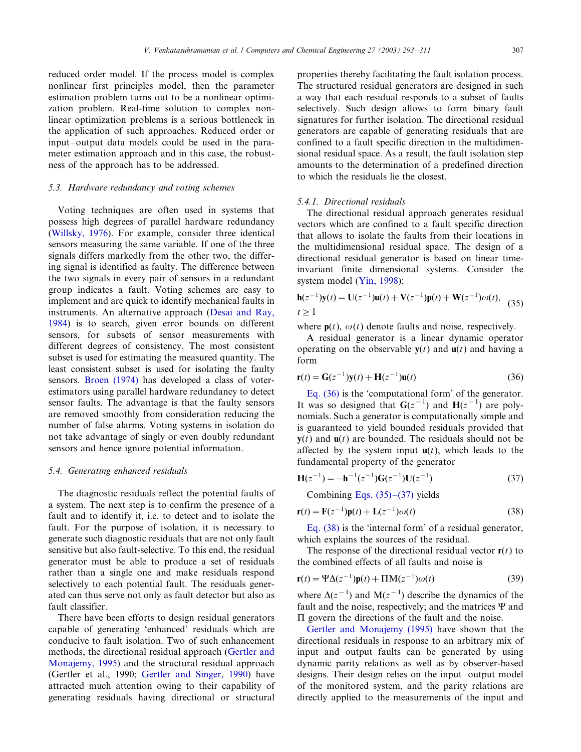reduced order model. If the process model is complex nonlinear first principles model, then the parameter estimation problem turns out to be a nonlinear optimization problem. Real-time solution to complex nonlinear optimization problems is a serious bottleneck in the application of such approaches. Reduced order or input–output data models could be used in the parameter estimation approach and in this case, the robustness of the approach has to be addressed.

### 5.3. Hardware redundancy and voting schemes

Voting techniques are often used in systems that possess high degrees of parallel hardware redundancy (Willsky, 1976). For example, consider three identical sensors measuring the same variable. If one of the three signals differs markedly from the other two, the differing signal is identified as faulty. The difference between the two signals in every pair of sensors in a redundant group indicates a fault. Voting schemes are easy to implement and are quick to identify mechanical faults in instruments. An alternative approach (Desai and Ray, 1984) is to search, given error bounds on different sensors, for subsets of sensor measurements with different degrees of consistency. The most consistent subset is used for estimating the measured quantity. The least consistent subset is used for isolating the faulty sensors. Broen (1974) has developed a class of voter-estimators using parallel hardware redundancy to detect sensor faults. The advantage is that the faulty sensors are removed smoothly from consideration reducing the number of false alarms. Voting systems in isolation do not take advantage of singly or even doubly redundant sensors and hence ignore potential information.

### 5.4. Generating enhanced residuals

The diagnostic residuals reflect the potential faults of a system. The next step is to confirm the presence of a fault and to identify it, i.e. to detect and to isolate the fault. For the purpose of isolation, it is necessary to generate such diagnostic residuals that are not only fault sensitive but also fault-selective. To this end, the residual generator must be able to produce a set of residuals rather than a single one and make residuals respond selectively to each potential fault. The residuals generated can thus serve not only as fault detector but also as fault classifier.

There have been efforts to design residual generators capable of generating 'enhanced' residuals which are conducive to fault isolation. Two of such enhancement methods, the directional residual approach (Gertler and Monajemy, 1995) and the structural residual approach (Gertler et al., 1990; Gertler and Singer, 1990) have attracted much attention owing to their capability of generating residuals having directional or structural properties thereby facilitating the fault isolation process. The structured residual generators are designed in such a way that each residual responds to a subset of faults selectively. Such design allows to form binary fault signatures for further isolation. The directional residual generators are capable of generating residuals that are confined to a fault specific direction in the multidimensional residual space. As a result, the fault isolation step amounts to the determination of a predefined direction to which the residuals lie the closest.

#### 5.4.1. Directional residuals

The directional residual approach generates residual vectors which are confined to a fault specific direction that allows to isolate the faults from their locations in the multidimensional residual space. The design of a directional residual generator is based on linear time-invariant finite dimensional systems. Consider the system model (Yin, 1998):

$$\mathbf{h}(z^{-1})\mathbf{y}(t) = \mathbf{U}(z^{-1})\mathbf{u}(t) + \mathbf{V}(z^{-1})\mathbf{p}(t) + \mathbf{W}(z^{-1})\omega(t), \quad t \geq 1 \tag{35}$$

where $\mathbf{p}(t)$, $\omega(t)$ denote faults and noise, respectively.

A residual generator is a linear dynamic operator operating on the observable $\mathbf{y}(t)$ and $\mathbf{u}(t)$ and having a form

$$\mathbf{r}(t) = \mathbf{G}(z^{-1})\mathbf{y}(t) + \mathbf{H}(z^{-1})\mathbf{u}(t) \tag{36}$$

Eq. (36) is the 'computational form' of the generator. It was so designed that $\mathbf{G}(z^{-1})$ and $\mathbf{H}(z^{-1})$ are polynomials. Such a generator is computationally simple and is guaranteed to yield bounded residuals provided that $\mathbf{y}(t)$ and $\mathbf{u}(t)$ are bounded. The residuals should not be affected by the system input $\mathbf{u}(t)$, which leads to the fundamental property of the generator

$$\mathbf{H}(z^{-1}) = -\mathbf{h}^{-1}(z^{-1})\mathbf{G}(z^{-1})\mathbf{U}(z^{-1}) \tag{37}$$

Combining Eqs. (35)–(37) yields

$$\mathbf{r}(t) = \mathbf{F}(z^{-1})\mathbf{p}(t) + \mathbf{L}(z^{-1})\omega(t) \tag{38}$$

Eq. (38) is the 'internal form' of a residual generator, which explains the sources of the residual.

The response of the directional residual vector $\mathbf{r}(t)$ to the combined effects of all faults and noise is

$$\mathbf{r}(t) = \Psi\Delta(z^{-1})\mathbf{p}(t) + \Pi\mathrm{M}(z^{-1})\omega(t) \tag{39}$$

where $\Delta(z^{-1})$ and $\mathrm{M}(z^{-1})$ describe the dynamics of the fault and the noise, respectively; and the matrices $\Psi$ and $\Pi$ govern the directions of the fault and the noise.

Gertler and Monajemy (1995) have shown that the directional residuals in response to an arbitrary mix of input and output faults can be generated by using dynamic parity relations as well as by observer-based designs. Their design relies on the input–output model of the monitored system, and the parity relations are directly applied to the measurements of the input and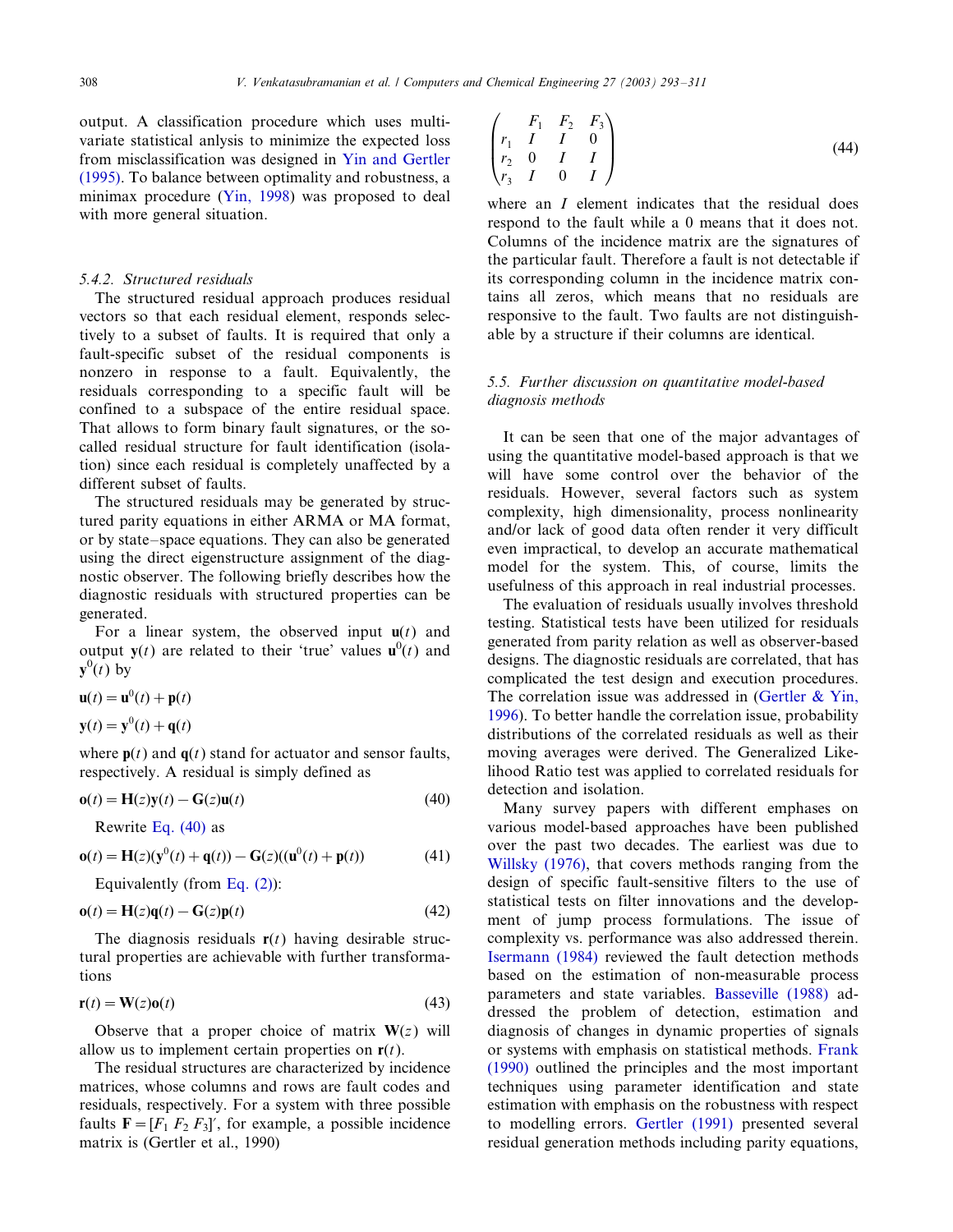output. A classification procedure which uses multivariate statistical anlysis to minimize the expected loss from misclassification was designed in Yin and Gertler (1995). To balance between optimality and robustness, a minimax procedure (Yin, 1998) was proposed to deal with more general situation.

#### 5.4.2. Structured residuals

The structured residual approach produces residual vectors so that each residual element, responds selectively to a subset of faults. It is required that only a fault-specific subset of the residual components is nonzero in response to a fault. Equivalently, the residuals corresponding to a specific fault will be confined to a subspace of the entire residual space. That allows to form binary fault signatures, or the so-called residual structure for fault identification (isolation) since each residual is completely unaffected by a different subset of faults.

The structured residuals may be generated by structured parity equations in either ARMA or MA format, or by state–space equations. They can also be generated using the direct eigenstructure assignment of the diagnostic observer. The following briefly describes how the diagnostic residuals with structured properties can be generated.

For a linear system, the observed input $\mathbf{u}(t)$ and output $\mathbf{y}(t)$ are related to their 'true' values $\mathbf{u}^0(t)$ and $\mathbf{y}^0(t)$ by

$$\mathbf{u}(t) = \mathbf{u}^0(t) + \mathbf{p}(t)$$

$$\mathbf{y}(t) = \mathbf{y}^0(t) + \mathbf{q}(t)$$

where $\mathbf{p}(t)$ and $\mathbf{q}(t)$ stand for actuator and sensor faults, respectively. A residual is simply defined as

$$\mathbf{o}(t) = \mathbf{H}(z)\mathbf{y}(t) - \mathbf{G}(z)\mathbf{u}(t) \tag{40}$$

Rewrite Eq. (40) as

$$\mathbf{o}(t) = \mathbf{H}(z)(\mathbf{y}^0(t) + \mathbf{q}(t)) - \mathbf{G}(z)((\mathbf{u}^0(t) + \mathbf{p}(t)) \tag{41}$$

Equivalently (from Eq. (2)):

$$\mathbf{o}(t) = \mathbf{H}(z)\mathbf{q}(t) - \mathbf{G}(z)\mathbf{p}(t) \tag{42}$$

The diagnosis residuals $\mathbf{r}(t)$ having desirable structural properties are achievable with further transformations

$$\mathbf{r}(t) = \mathbf{W}(z)\mathbf{o}(t) \tag{43}$$

Observe that a proper choice of matrix $\mathbf{W}(z)$ will allow us to implement certain properties on $\mathbf{r}(t)$.

The residual structures are characterized by incidence matrices, whose columns and rows are fault codes and residuals, respectively. For a system with three possible faults $\mathbf{F} = [F_1\ F_2\ F_3]'$, for example, a possible incidence matrix is (Gertler et al., 1990)

$$\begin{pmatrix} & F_1 & F_2 & F_3 \\ r_1 & I & I & 0 \\ r_2 & 0 & I & I \\ r_3 & I & 0 & I \end{pmatrix} \tag{44}$$

where an $I$ element indicates that the residual does respond to the fault while a 0 means that it does not. Columns of the incidence matrix are the signatures of the particular fault. Therefore a fault is not detectable if its corresponding column in the incidence matrix contains all zeros, which means that no residuals are responsive to the fault. Two faults are not distinguishable by a structure if their columns are identical.

### 5.5. Further discussion on quantitative model-based diagnosis methods

It can be seen that one of the major advantages of using the quantitative model-based approach is that we will have some control over the behavior of the residuals. However, several factors such as system complexity, high dimensionality, process nonlinearity and/or lack of good data often render it very difficult even impractical, to develop an accurate mathematical model for the system. This, of course, limits the usefulness of this approach in real industrial processes.

The evaluation of residuals usually involves threshold testing. Statistical tests have been utilized for residuals generated from parity relation as well as observer-based designs. The diagnostic residuals are correlated, that has complicated the test design and execution procedures. The correlation issue was addressed in (Gertler & Yin, 1996). To better handle the correlation issue, probability distributions of the correlated residuals as well as their moving averages were derived. The Generalized Likelihood Ratio test was applied to correlated residuals for detection and isolation.

Many survey papers with different emphases on various model-based approaches have been published over the past two decades. The earliest was due to Willsky (1976), that covers methods ranging from the design of specific fault-sensitive filters to the use of statistical tests on filter innovations and the development of jump process formulations. The issue of complexity vs. performance was also addressed therein. Isermann (1984) reviewed the fault detection methods based on the estimation of non-measurable process parameters and state variables. Basseville (1988) addressed the problem of detection, estimation and diagnosis of changes in dynamic properties of signals or systems with emphasis on statistical methods. Frank (1990) outlined the principles and the most important techniques using parameter identification and state estimation with emphasis on the robustness with respect to modelling errors. Gertler (1991) presented several residual generation methods including parity equations,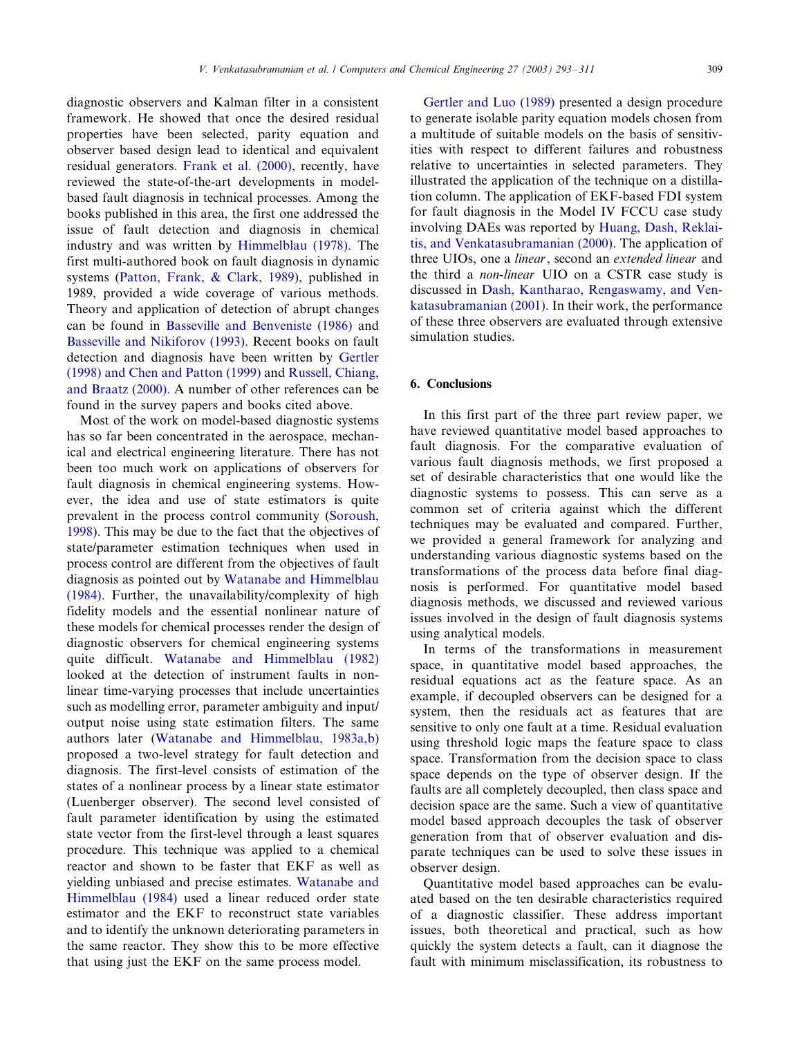diagnostic observers and Kalman filter in a consistent framework. He showed that once the desired residual properties have been selected, parity equation and observer based design lead to identical and equivalent residual generators. Frank et al. (2000), recently, have reviewed the state-of-the-art developments in model-based fault diagnosis in technical processes. Among the books published in this area, the first one addressed the issue of fault detection and diagnosis in chemical industry and was written by Himmelblau (1978). The first multi-authored book on fault diagnosis in dynamic systems (Patton, Frank, & Clark, 1989), published in 1989, provided a wide coverage of various methods. Theory and application of detection of abrupt changes can be found in Basseville and Benveniste (1986) and Basseville and Nikiforov (1993). Recent books on fault detection and diagnosis have been written by Gertler (1998) and Chen and Patton (1999) and Russell, Chiang, and Braatz (2000). A number of other references can be found in the survey papers and books cited above.

Most of the work on model-based diagnostic systems has so far been concentrated in the aerospace, mechanical and electrical engineering literature. There has not been too much work on applications of observers for fault diagnosis in chemical engineering systems. However, the idea and use of state estimators is quite prevalent in the process control community (Soroush, 1998). This may be due to the fact that the objectives of state/parameter estimation techniques when used in process control are different from the objectives of fault diagnosis as pointed out by Watanabe and Himmelblau (1984). Further, the unavailability/complexity of high fidelity models and the essential nonlinear nature of these models for chemical processes render the design of diagnostic observers for chemical engineering systems quite difficult. Watanabe and Himmelblau (1982) looked at the detection of instrument faults in nonlinear time-varying processes that include uncertainties such as modelling error, parameter ambiguity and input/output noise using state estimation filters. The same authors later (Watanabe and Himmelblau, 1983a,b) proposed a two-level strategy for fault detection and diagnosis. The first-level consists of estimation of the states of a nonlinear process by a linear state estimator (Luenberger observer). The second level consisted of fault parameter identification by using the estimated state vector from the first-level through a least squares procedure. This technique was applied to a chemical reactor and shown to be faster that EKF as well as yielding unbiased and precise estimates. Watanabe and Himmelblau (1984) used a linear reduced order state estimator and the EKF to reconstruct state variables and to identify the unknown deteriorating parameters in the same reactor. They show this to be more effective that using just the EKF on the same process model.

Gertler and Luo (1989) presented a design procedure to generate isolable parity equation models chosen from a multitude of suitable models on the basis of sensitivities with respect to different failures and robustness relative to uncertainties in selected parameters. They illustrated the application of the technique on a distillation column. The application of EKF-based FDI system for fault diagnosis in the Model IV FCCU case study involving DAEs was reported by Huang, Dash, Reklaitis, and Venkatasubramanian (2000). The application of three UIOs, one a *linear*, second an *extended linear* and the third a *non-linear* UIO on a CSTR case study is discussed in Dash, Kantharao, Rengaswamy, and Venkatasubramanian (2001). In their work, the performance of these three observers are evaluated through extensive simulation studies.

## 6. Conclusions

In this first part of the three part review paper, we have reviewed quantitative model based approaches to fault diagnosis. For the comparative evaluation of various fault diagnosis methods, we first proposed a set of desirable characteristics that one would like the diagnostic systems to possess. This can serve as a common set of criteria against which the different techniques may be evaluated and compared. Further, we provided a general framework for analyzing and understanding various diagnostic systems based on the transformations of the process data before final diagnosis is performed. For quantitative model based diagnosis methods, we discussed and reviewed various issues involved in the design of fault diagnosis systems using analytical models.

In terms of the transformations in measurement space, in quantitative model based approaches, the residual equations act as the feature space. As an example, if decoupled observers can be designed for a system, then the residuals act as features that are sensitive to only one fault at a time. Residual evaluation using threshold logic maps the feature space to class space. Transformation from the decision space to class space depends on the type of observer design. If the faults are all completely decoupled, then class space and decision space are the same. Such a view of quantitative model based approach decouples the task of observer generation from that of observer evaluation and disparate techniques can be used to solve these issues in observer design.

Quantitative model based approaches can be evaluated based on the ten desirable characteristics required of a diagnostic classifier. These address important issues, both theoretical and practical, such as how quickly the system detects a fault, can it diagnose the fault with minimum misclassification, its robustness to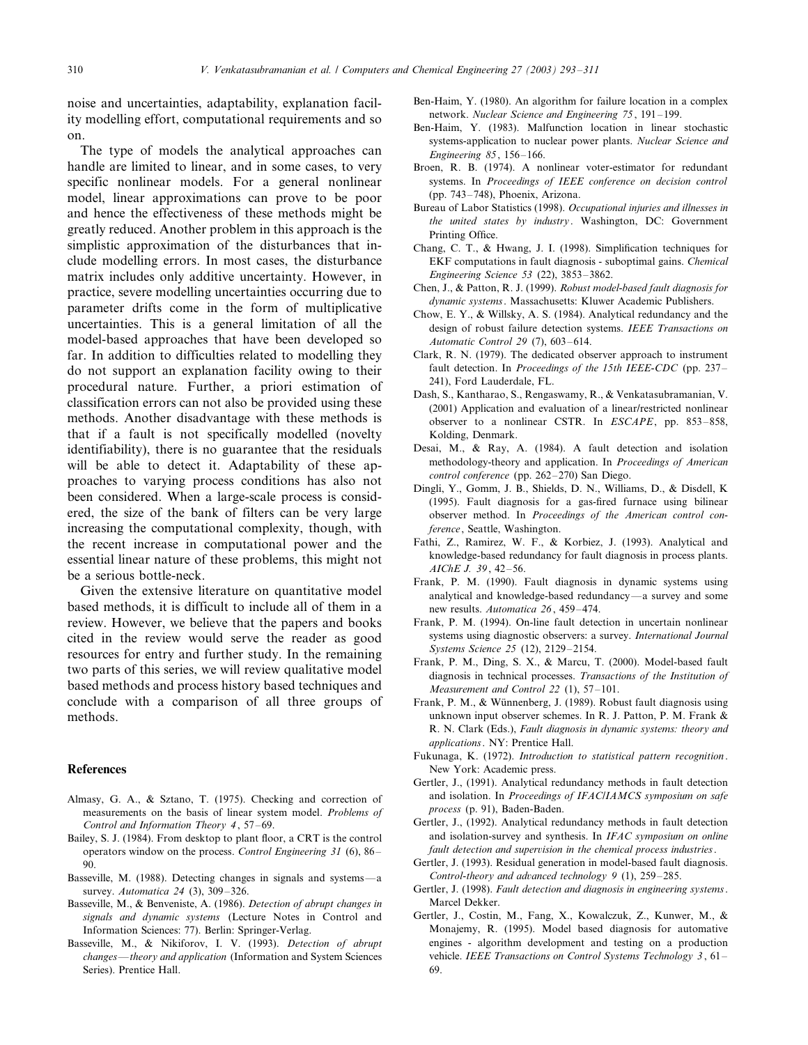noise and uncertainties, adaptability, explanation facility modelling effort, computational requirements and so on.

The type of models the analytical approaches can handle are limited to linear, and in some cases, to very specific nonlinear models. For a general nonlinear model, linear approximations can prove to be poor and hence the effectiveness of these methods might be greatly reduced. Another problem in this approach is the simplistic approximation of the disturbances that include modelling errors. In most cases, the disturbance matrix includes only additive uncertainty. However, in practice, severe modelling uncertainties occurring due to parameter drifts come in the form of multiplicative uncertainties. This is a general limitation of all the model-based approaches that have been developed so far. In addition to difficulties related to modelling they do not support an explanation facility owing to their procedural nature. Further, a priori estimation of classification errors can not also be provided using these methods. Another disadvantage with these methods is that if a fault is not specifically modelled (novelty identifiability), there is no guarantee that the residuals will be able to detect it. Adaptability of these approaches to varying process conditions has also not been considered. When a large-scale process is considered, the size of the bank of filters can be very large increasing the computational complexity, though, with the recent increase in computational power and the essential linear nature of these problems, this might not be a serious bottle-neck.

Given the extensive literature on quantitative model based methods, it is difficult to include all of them in a review. However, we believe that the papers and books cited in the review would serve the reader as good resources for entry and further study. In the remaining two parts of this series, we will review qualitative model based methods and process history based techniques and conclude with a comparison of all three groups of methods.

## References

Almasy, G. A., & Sztano, T. (1975). Checking and correction of measurements on the basis of linear system model. *Problems of Control and Information Theory 4*, 57–69.

Bailey, S. J. (1984). From desktop to plant floor, a CRT is the control operators window on the process. *Control Engineering 31* (6), 86–90.

Basseville, M. (1988). Detecting changes in signals and systems—a survey. *Automatica 24* (3), 309–326.

Basseville, M., & Benveniste, A. (1986). *Detection of abrupt changes in signals and dynamic systems* (Lecture Notes in Control and Information Sciences: 77). Berlin: Springer-Verlag.

Basseville, M., & Nikiforov, I. V. (1993). *Detection of abrupt changes—theory and application* (Information and System Sciences Series). Prentice Hall.

Ben-Haim, Y. (1980). An algorithm for failure location in a complex network. *Nuclear Science and Engineering 75*, 191–199.

Ben-Haim, Y. (1983). Malfunction location in linear stochastic systems-application to nuclear power plants. *Nuclear Science and Engineering 85*, 156–166.

Broen, R. B. (1974). A nonlinear voter-estimator for redundant systems. In *Proceedings of IEEE conference on decision control* (pp. 743–748), Phoenix, Arizona.

Bureau of Labor Statistics (1998). *Occupational injuries and illnesses in the united states by industry*. Washington, DC: Government Printing Office.

Chang, C. T., & Hwang, J. I. (1998). Simplification techniques for EKF computations in fault diagnosis - suboptimal gains. *Chemical Engineering Science 53* (22), 3853–3862.

Chen, J., & Patton, R. J. (1999). *Robust model-based fault diagnosis for dynamic systems*. Massachusetts: Kluwer Academic Publishers.

Chow, E. Y., & Willsky, A. S. (1984). Analytical redundancy and the design of robust failure detection systems. *IEEE Transactions on Automatic Control 29* (7), 603–614.

Clark, R. N. (1979). The dedicated observer approach to instrument fault detection. In *Proceedings of the 15th IEEE-CDC* (pp. 237–241), Ford Lauderdale, FL.

Dash, S., Kantharao, S., Rengaswamy, R., & Venkatasubramanian, V. (2001) Application and evaluation of a linear/restricted nonlinear observer to a nonlinear CSTR. In *ESCAPE*, pp. 853–858, Kolding, Denmark.

Desai, M., & Ray, A. (1984). A fault detection and isolation methodology-theory and application. In *Proceedings of American control conference* (pp. 262–270) San Diego.

Dingli, Y., Gomm, J. B., Shields, D. N., Williams, D., & Disdell, K (1995). Fault diagnosis for a gas-fired furnace using bilinear observer method. In *Proceedings of the American control conference*, Seattle, Washington.

Fathi, Z., Ramirez, W. F., & Korbiez, J. (1993). Analytical and knowledge-based redundancy for fault diagnosis in process plants. *AIChE J. 39*, 42–56.

Frank, P. M. (1990). Fault diagnosis in dynamic systems using analytical and knowledge-based redundancy—a survey and some new results. *Automatica 26*, 459–474.

Frank, P. M. (1994). On-line fault detection in uncertain nonlinear systems using diagnostic observers: a survey. *International Journal Systems Science 25* (12), 2129–2154.

Frank, P. M., Ding, S. X., & Marcu, T. (2000). Model-based fault diagnosis in technical processes. *Transactions of the Institution of Measurement and Control 22* (1), 57–101.

Frank, P. M., & Wünnenberg, J. (1989). Robust fault diagnosis using unknown input observer schemes. In R. J. Patton, P. M. Frank & R. N. Clark (Eds.), *Fault diagnosis in dynamic systems: theory and applications*. NY: Prentice Hall.

Fukunaga, K. (1972). *Introduction to statistical pattern recognition*. New York: Academic press.

Gertler, J., (1991). Analytical redundancy methods in fault detection and isolation. In *Proceedings of IFAC/IAMCS symposium on safe process* (p. 91), Baden-Baden.

Gertler, J., (1992). Analytical redundancy methods in fault detection and isolation-survey and synthesis. In *IFAC symposium on online fault detection and supervision in the chemical process industries*.

Gertler, J. (1993). Residual generation in model-based fault diagnosis. *Control-theory and advanced technology 9* (1), 259–285.

Gertler, J. (1998). *Fault detection and diagnosis in engineering systems*. Marcel Dekker.

Gertler, J., Costin, M., Fang, X., Kowalczuk, Z., Kunwer, M., & Monajemy, R. (1995). Model based diagnosis for automative engines - algorithm development and testing on a production vehicle. *IEEE Transactions on Control Systems Technology 3*, 61–69.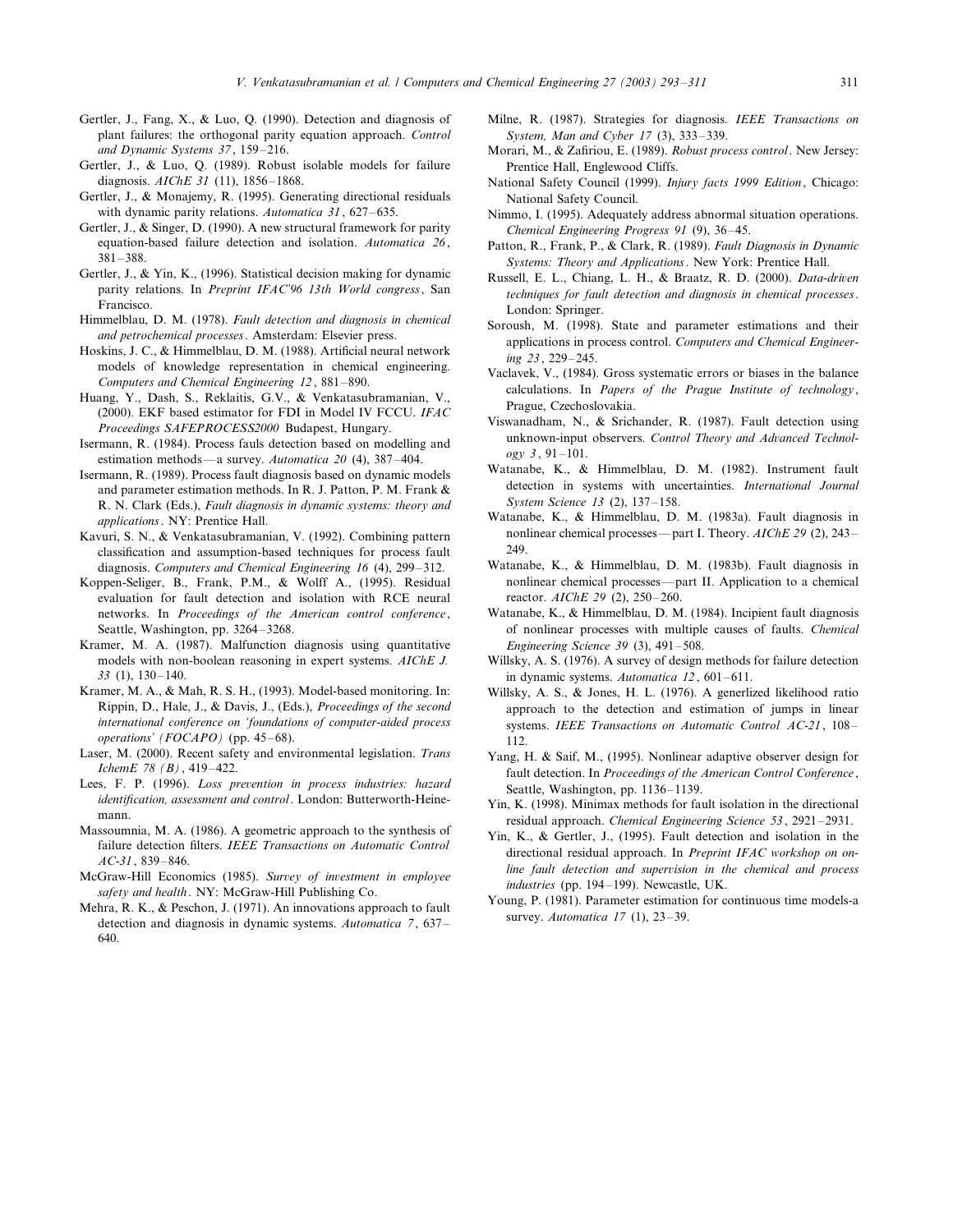Gertler, J., Fang, X., & Luo, Q. (1990). Detection and diagnosis of plant failures: the orthogonal parity equation approach. *Control and Dynamic Systems 37*, 159–216.

Gertler, J., & Luo, Q. (1989). Robust isolable models for failure diagnosis. *AIChE 31* (11), 1856–1868.

Gertler, J., & Monajemy, R. (1995). Generating directional residuals with dynamic parity relations. *Automatica 31*, 627–635.

Gertler, J., & Singer, D. (1990). A new structural framework for parity equation-based failure detection and isolation. *Automatica 26*, 381–388.

Gertler, J., & Yin, K., (1996). Statistical decision making for dynamic parity relations. In *Preprint IFAC'96 13th World congress*, San Francisco.

Himmelblau, D. M. (1978). *Fault detection and diagnosis in chemical and petrochemical processes*. Amsterdam: Elsevier press.

Hoskins, J. C., & Himmelblau, D. M. (1988). Artificial neural network models of knowledge representation in chemical engineering. *Computers and Chemical Engineering 12*, 881–890.

Huang, Y., Dash, S., Reklaitis, G.V., & Venkatasubramanian, V., (2000). EKF based estimator for FDI in Model IV FCCU. *IFAC Proceedings SAFEPROCESS2000* Budapest, Hungary.

Isermann, R. (1984). Process fauls detection based on modelling and estimation methods—a survey. *Automatica 20* (4), 387–404.

Isermann, R. (1989). Process fault diagnosis based on dynamic models and parameter estimation methods. In R. J. Patton, P. M. Frank & R. N. Clark (Eds.), *Fault diagnosis in dynamic systems: theory and applications*. NY: Prentice Hall.

Kavuri, S. N., & Venkatasubramanian, V. (1992). Combining pattern classification and assumption-based techniques for process fault diagnosis. *Computers and Chemical Engineering 16* (4), 299–312.

Koppen-Seliger, B., Frank, P.M., & Wolff A., (1995). Residual evaluation for fault detection and isolation with RCE neural networks. In *Proceedings of the American control conference*, Seattle, Washington, pp. 3264–3268.

Kramer, M. A. (1987). Malfunction diagnosis using quantitative models with non-boolean reasoning in expert systems. *AIChE J. 33* (1), 130–140.

Kramer, M. A., & Mah, R. S. H., (1993). Model-based monitoring. In: Rippin, D., Hale, J., & Davis, J., (Eds.), *Proceedings of the second international conference on 'foundations of computer-aided process operations' (FOCAPO)* (pp. 45–68).

Laser, M. (2000). Recent safety and environmental legislation. *Trans IchemE 78 (B)*, 419–422.

Lees, F. P. (1996). *Loss prevention in process industries: hazard identification, assessment and control*. London: Butterworth-Heinemann.

Massoumnia, M. A. (1986). A geometric approach to the synthesis of failure detection filters. *IEEE Transactions on Automatic Control AC-31*, 839–846.

McGraw-Hill Economics (1985). *Survey of investment in employee safety and health*. NY: McGraw-Hill Publishing Co.

Mehra, R. K., & Peschon, J. (1971). An innovations approach to fault detection and diagnosis in dynamic systems. *Automatica 7*, 637–640.

Milne, R. (1987). Strategies for diagnosis. *IEEE Transactions on System, Man and Cyber 17* (3), 333–339.

Morari, M., & Zafiriou, E. (1989). *Robust process control*. New Jersey: Prentice Hall, Englewood Cliffs.

National Safety Council (1999). *Injury facts 1999 Edition*, Chicago: National Safety Council.

Nimmo, I. (1995). Adequately address abnormal situation operations. *Chemical Engineering Progress 91* (9), 36–45.

Patton, R., Frank, P., & Clark, R. (1989). *Fault Diagnosis in Dynamic Systems: Theory and Applications*. New York: Prentice Hall.

Russell, E. L., Chiang, L. H., & Braatz, R. D. (2000). *Data-driven techniques for fault detection and diagnosis in chemical processes*. London: Springer.

Soroush, M. (1998). State and parameter estimations and their applications in process control. *Computers and Chemical Engineering 23*, 229–245.

Vaclavek, V., (1984). Gross systematic errors or biases in the balance calculations. In *Papers of the Prague Institute of technology*, Prague, Czechoslovakia.

Viswanadham, N., & Srichander, R. (1987). Fault detection using unknown-input observers. *Control Theory and Advanced Technology 3*, 91–101.

Watanabe, K., & Himmelblau, D. M. (1982). Instrument fault detection in systems with uncertainties. *International Journal System Science 13* (2), 137–158.

Watanabe, K., & Himmelblau, D. M. (1983a). Fault diagnosis in nonlinear chemical processes—part I. Theory. *AIChE 29* (2), 243–249.

Watanabe, K., & Himmelblau, D. M. (1983b). Fault diagnosis in nonlinear chemical processes—part II. Application to a chemical reactor. *AIChE 29* (2), 250–260.

Watanabe, K., & Himmelblau, D. M. (1984). Incipient fault diagnosis of nonlinear processes with multiple causes of faults. *Chemical Engineering Science 39* (3), 491–508.

Willsky, A. S. (1976). A survey of design methods for failure detection in dynamic systems. *Automatica 12*, 601–611.

Willsky, A. S., & Jones, H. L. (1976). A generlized likelihood ratio approach to the detection and estimation of jumps in linear systems. *IEEE Transactions on Automatic Control AC-21*, 108–112.

Yang, H. & Saif, M., (1995). Nonlinear adaptive observer design for fault detection. In *Proceedings of the American Control Conference*, Seattle, Washington, pp. 1136–1139.

Yin, K. (1998). Minimax methods for fault isolation in the directional residual approach. *Chemical Engineering Science 53*, 2921–2931.

Yin, K., & Gertler, J., (1995). Fault detection and isolation in the directional residual approach. In *Preprint IFAC workshop on on-line fault detection and supervision in the chemical and process industries* (pp. 194–199). Newcastle, UK.

Young, P. (1981). Parameter estimation for continuous time models-a survey. *Automatica 17* (1), 23–39.